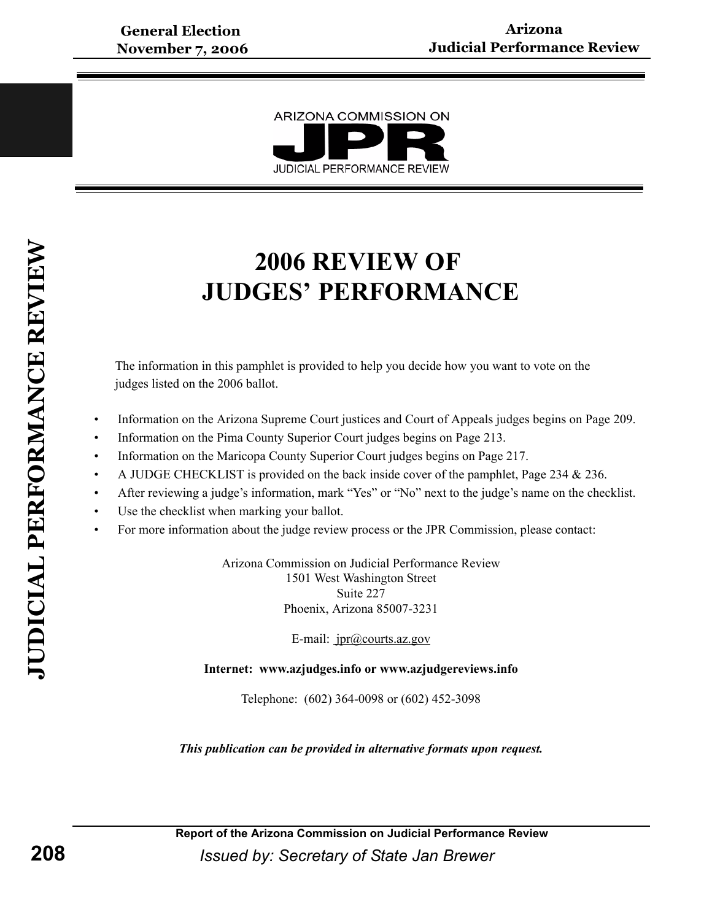ARIZONA COMMISSION ON

JPR

JUDICIAL PERFORMANCE REVIEW

# 2006 REVIEW OF JUDGES' PERFORMANCE

The information in this pamphlet is provided to help you decide how you want to vote on the judges listed on the 2006 ballot.

- Information on the Arizona Supreme Court justices and Court of Appeals judges begins on Page 209.
- Information on the Pima County Superior Court judges begins on Page 213.
- Information on the Maricopa County Superior Court judges begins on Page 217.
- A JUDGE CHECKLIST is provided on the back inside cover of the pamphlet, Page 234 & 236.
- After reviewing a judge's information, mark "Yes" or "No" next to the judge's name on the checklist.
- Use the checklist when marking your ballot.
- For more information about the judge review process or the JPR Commission, please contact:

Arizona Commission on Judicial Performance Review
1501 West Washington Street
Suite 227
Phoenix, Arizona 85007-3231

E-mail: jpr@courts.az.gov

**Internet: www.azjudges.info or www.azjudgereviews.info**

Telephone: (602) 364-0098 or (602) 452-3098

***This publication can be provided in alternative formats upon request.***

**Report of the Arizona Commission on Judicial Performance Review**

*Issued by: Secretary of State Jan Brewer*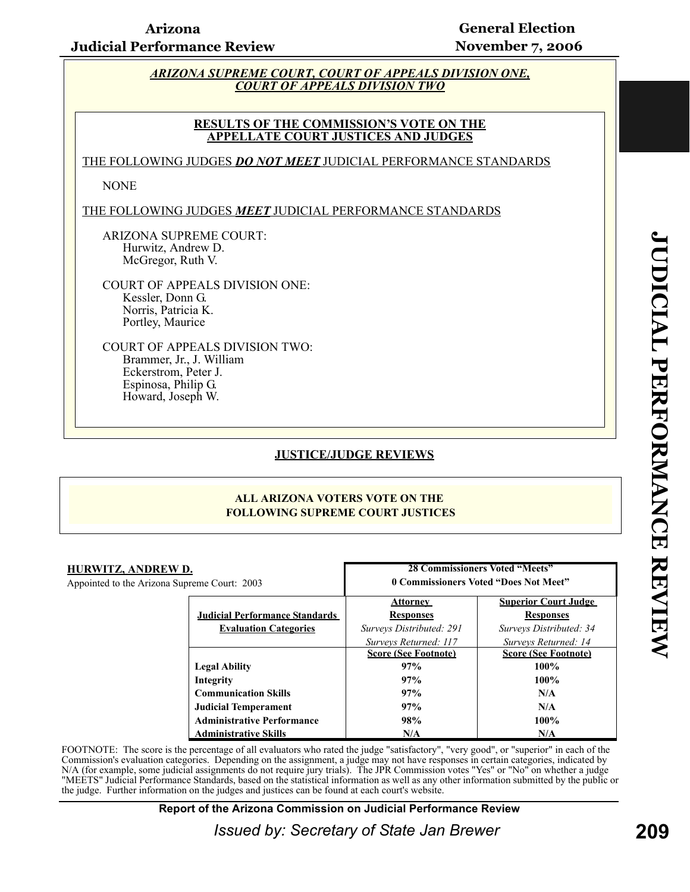## ARIZONA SUPREME COURT, COURT OF APPEALS DIVISION ONE, COURT OF APPEALS DIVISION TWO

### RESULTS OF THE COMMISSION'S VOTE ON THE APPELLATE COURT JUSTICES AND JUDGES

THE FOLLOWING JUDGES ***DO NOT MEET*** JUDICIAL PERFORMANCE STANDARDS

NONE

THE FOLLOWING JUDGES ***MEET*** JUDICIAL PERFORMANCE STANDARDS

ARIZONA SUPREME COURT:
- Hurwitz, Andrew D.
- McGregor, Ruth V.

COURT OF APPEALS DIVISION ONE:
- Kessler, Donn G.
- Norris, Patricia K.
- Portley, Maurice

COURT OF APPEALS DIVISION TWO:
- Brammer, Jr., J. William
- Eckerstrom, Peter J.
- Espinosa, Philip G.
- Howard, Joseph W.

## JUSTICE/JUDGE REVIEWS

### ALL ARIZONA VOTERS VOTE ON THE FOLLOWING SUPREME COURT JUSTICES

**HURWITZ, ANDREW D.**

Appointed to the Arizona Supreme Court: 2003

**28 Commissioners Voted "Meets"**
**0 Commissioners Voted "Does Not Meet"**

| Judicial Performance Standards Evaluation Categories | Attorney Responses<br>*Surveys Distributed: 291*<br>*Surveys Returned: 117*<br>Score (See Footnote) | Superior Court Judge Responses<br>*Surveys Distributed: 34*<br>*Surveys Returned: 14*<br>Score (See Footnote) |
|---|---|---|
| **Legal Ability** | 97% | 100% |
| **Integrity** | 97% | 100% |
| **Communication Skills** | 97% | N/A |
| **Judicial Temperament** | 97% | N/A |
| **Administrative Performance** | 98% | 100% |
| **Administrative Skills** | N/A | N/A |

FOOTNOTE: The score is the percentage of all evaluators who rated the judge "satisfactory", "very good", or "superior" in each of the Commission's evaluation categories. Depending on the assignment, a judge may not have responses in certain categories, indicated by N/A (for example, some judicial assignments do not require jury trials). The JPR Commission votes "Yes" or "No" on whether a judge "MEETS" Judicial Performance Standards, based on the statistical information as well as any other information submitted by the public or the judge. Further information on the judges and justices can be found at each court's website.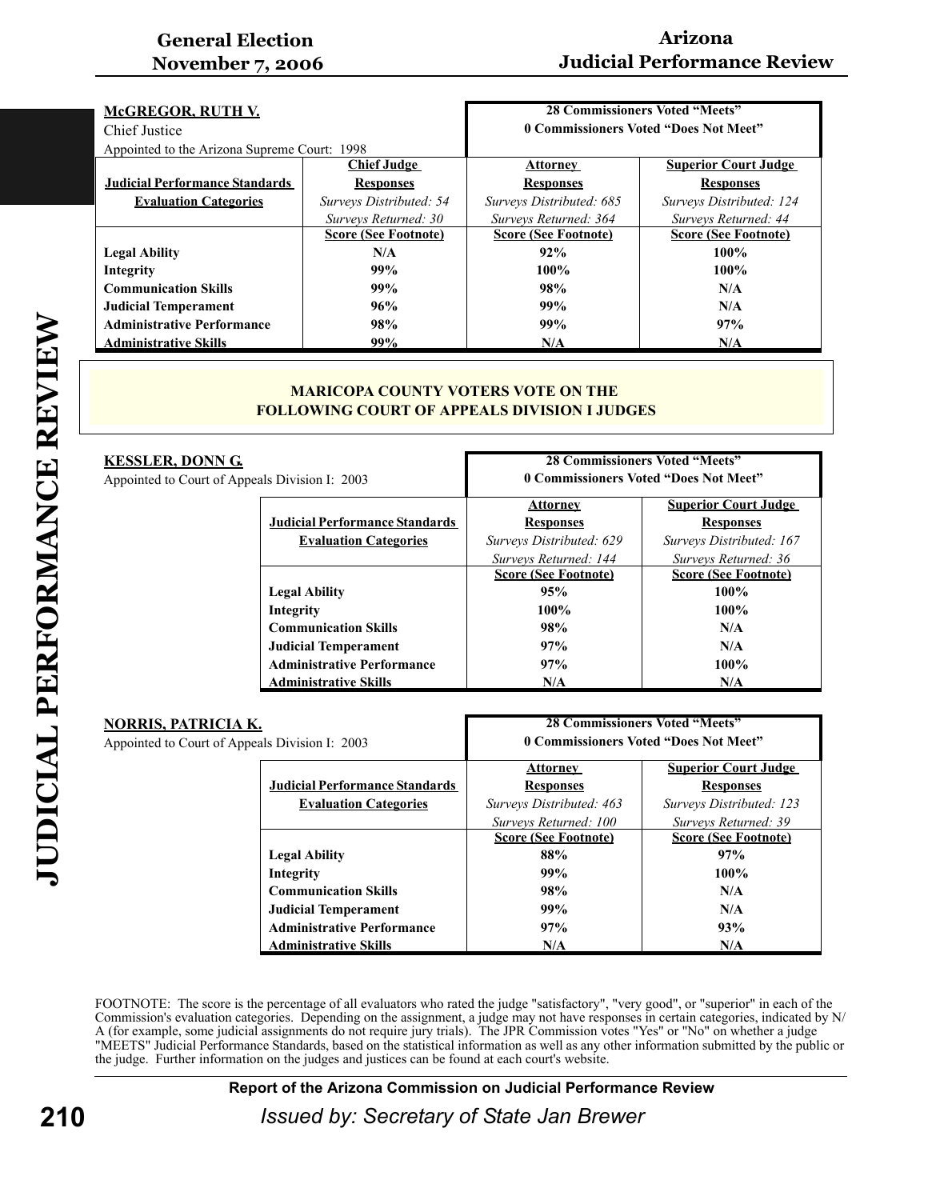## McGREGOR, RUTH V.

Chief Justice

Appointed to the Arizona Supreme Court: 1998

**28 Commissioners Voted "Meets"**
**0 Commissioners Voted "Does Not Meet"**

| Judicial Performance Standards Evaluation Categories | Chief Judge Responses *Surveys Distributed: 54* *Surveys Returned: 30* | Attorney Responses *Surveys Distributed: 685* *Surveys Returned: 364* | Superior Court Judge Responses *Surveys Distributed: 124* *Surveys Returned: 44* |
|---|---|---|---|
| | **Score (See Footnote)** | **Score (See Footnote)** | **Score (See Footnote)** |
| **Legal Ability** | **N/A** | **92%** | **100%** |
| **Integrity** | **99%** | **100%** | **100%** |
| **Communication Skills** | **99%** | **98%** | **N/A** |
| **Judicial Temperament** | **96%** | **99%** | **N/A** |
| **Administrative Performance** | **98%** | **99%** | **97%** |
| **Administrative Skills** | **99%** | **N/A** | **N/A** |

**MARICOPA COUNTY VOTERS VOTE ON THE FOLLOWING COURT OF APPEALS DIVISION I JUDGES**

## KESSLER, DONN G.

Appointed to Court of Appeals Division I: 2003

**28 Commissioners Voted "Meets"**
**0 Commissioners Voted "Does Not Meet"**

| Judicial Performance Standards Evaluation Categories | Attorney Responses *Surveys Distributed: 629* *Surveys Returned: 144* | Superior Court Judge Responses *Surveys Distributed: 167* *Surveys Returned: 36* |
|---|---|---|
| | **Score (See Footnote)** | **Score (See Footnote)** |
| **Legal Ability** | **95%** | **100%** |
| **Integrity** | **100%** | **100%** |
| **Communication Skills** | **98%** | **N/A** |
| **Judicial Temperament** | **97%** | **N/A** |
| **Administrative Performance** | **97%** | **100%** |
| **Administrative Skills** | **N/A** | **N/A** |

## NORRIS, PATRICIA K.

Appointed to Court of Appeals Division I: 2003

**28 Commissioners Voted "Meets"**
**0 Commissioners Voted "Does Not Meet"**

| Judicial Performance Standards Evaluation Categories | Attorney Responses *Surveys Distributed: 463* *Surveys Returned: 100* | Superior Court Judge Responses *Surveys Distributed: 123* *Surveys Returned: 39* |
|---|---|---|
| | **Score (See Footnote)** | **Score (See Footnote)** |
| **Legal Ability** | **88%** | **97%** |
| **Integrity** | **99%** | **100%** |
| **Communication Skills** | **98%** | **N/A** |
| **Judicial Temperament** | **99%** | **N/A** |
| **Administrative Performance** | **97%** | **93%** |
| **Administrative Skills** | **N/A** | **N/A** |

FOOTNOTE: The score is the percentage of all evaluators who rated the judge "satisfactory", "very good", or "superior" in each of the Commission's evaluation categories. Depending on the assignment, a judge may not have responses in certain categories, indicated by N/A (for example, some judicial assignments do not require jury trials). The JPR Commission votes "Yes" or "No" on whether a judge "MEETS" Judicial Performance Standards, based on the statistical information as well as any other information submitted by the public or the judge. Further information on the judges and justices can be found at each court's website.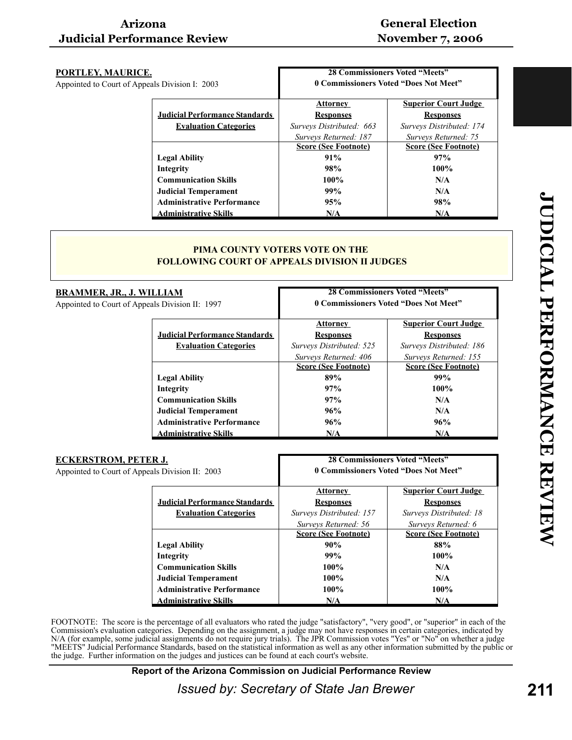**PORTLEY, MAURICE.**
Appointed to Court of Appeals Division I: 2003

**28 Commissioners Voted "Meets"**
**0 Commissioners Voted "Does Not Meet"**

| Judicial Performance Standards Evaluation Categories | Attorney Responses | Superior Court Judge Responses |
|---|---|---|
| | *Surveys Distributed: 663* | *Surveys Distributed: 174* |
| | *Surveys Returned: 187* | *Surveys Returned: 75* |
| | **Score (See Footnote)** | **Score (See Footnote)** |
| **Legal Ability** | **91%** | **97%** |
| **Integrity** | **98%** | **100%** |
| **Communication Skills** | **100%** | **N/A** |
| **Judicial Temperament** | **99%** | **N/A** |
| **Administrative Performance** | **95%** | **98%** |
| **Administrative Skills** | **N/A** | **N/A** |

**PIMA COUNTY VOTERS VOTE ON THE FOLLOWING COURT OF APPEALS DIVISION II JUDGES**

**BRAMMER, JR., J. WILLIAM**
Appointed to Court of Appeals Division II: 1997

**28 Commissioners Voted "Meets"**
**0 Commissioners Voted "Does Not Meet"**

| Judicial Performance Standards Evaluation Categories | Attorney Responses | Superior Court Judge Responses |
|---|---|---|
| | *Surveys Distributed: 525* | *Surveys Distributed: 186* |
| | *Surveys Returned: 406* | *Surveys Returned: 155* |
| | **Score (See Footnote)** | **Score (See Footnote)** |
| **Legal Ability** | **89%** | **99%** |
| **Integrity** | **97%** | **100%** |
| **Communication Skills** | **97%** | **N/A** |
| **Judicial Temperament** | **96%** | **N/A** |
| **Administrative Performance** | **96%** | **96%** |
| **Administrative Skills** | **N/A** | **N/A** |

**ECKERSTROM, PETER J.**
Appointed to Court of Appeals Division II: 2003

**28 Commissioners Voted "Meets"**
**0 Commissioners Voted "Does Not Meet"**

| Judicial Performance Standards Evaluation Categories | Attorney Responses | Superior Court Judge Responses |
|---|---|---|
| | *Surveys Distributed: 157* | *Surveys Distributed: 18* |
| | *Surveys Returned: 56* | *Surveys Returned: 6* |
| | **Score (See Footnote)** | **Score (See Footnote)** |
| **Legal Ability** | **90%** | **88%** |
| **Integrity** | **99%** | **100%** |
| **Communication Skills** | **100%** | **N/A** |
| **Judicial Temperament** | **100%** | **N/A** |
| **Administrative Performance** | **100%** | **100%** |
| **Administrative Skills** | **N/A** | **N/A** |

FOOTNOTE: The score is the percentage of all evaluators who rated the judge "satisfactory", "very good", or "superior" in each of the Commission's evaluation categories. Depending on the assignment, a judge may not have responses in certain categories, indicated by N/A (for example, some judicial assignments do not require jury trials). The JPR Commission votes "Yes" or "No" on whether a judge "MEETS" Judicial Performance Standards, based on the statistical information as well as any other information submitted by the public or the judge. Further information on the judges and justices can be found at each court's website.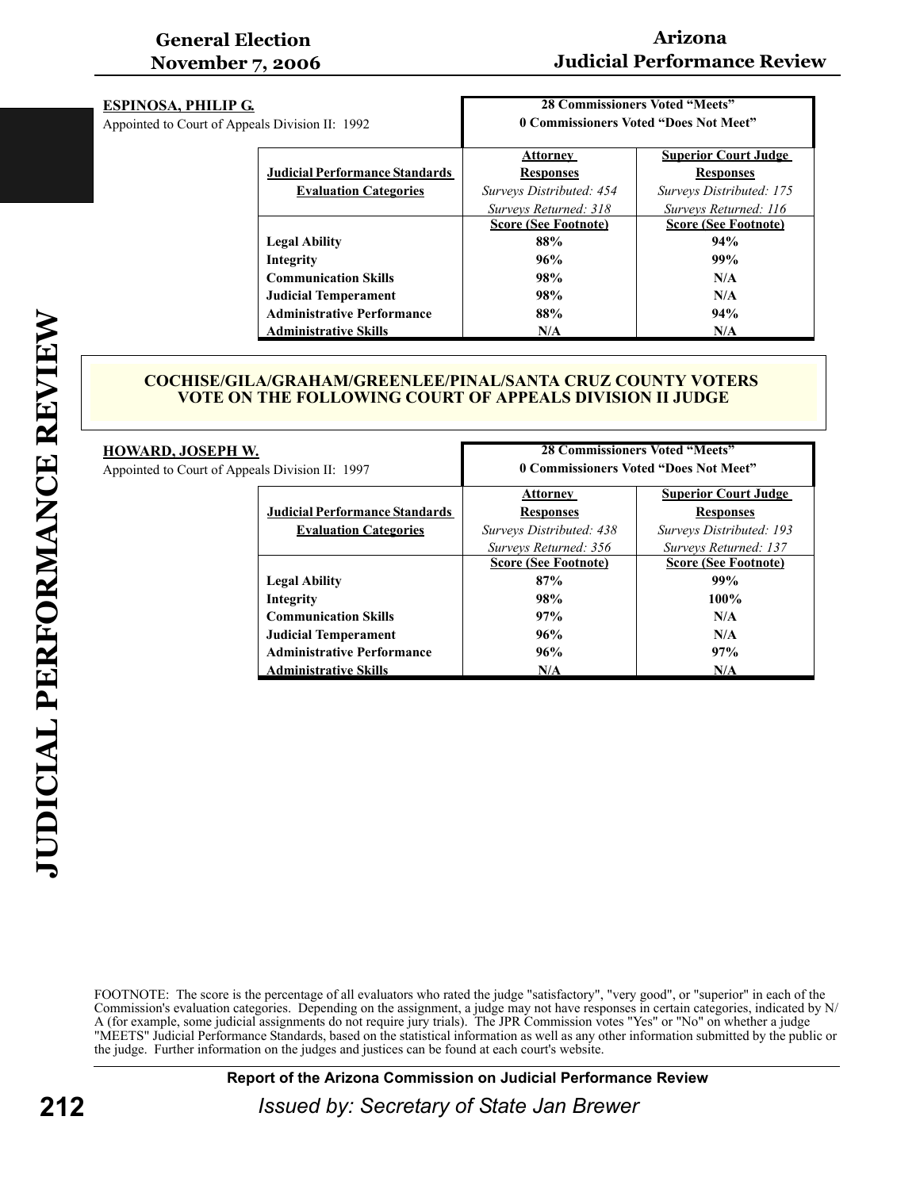**ESPINOSA, PHILIP G.**
Appointed to Court of Appeals Division II: 1992

**28 Commissioners Voted "Meets"**
**0 Commissioners Voted "Does Not Meet"**

| Judicial Performance Standards Evaluation Categories | Attorney Responses *Surveys Distributed: 454* *Surveys Returned: 318* | Superior Court Judge Responses *Surveys Distributed: 175* *Surveys Returned: 116* |
|---|---|---|
| | **Score (See Footnote)** | **Score (See Footnote)** |
| **Legal Ability** | **88%** | **94%** |
| **Integrity** | **96%** | **99%** |
| **Communication Skills** | **98%** | **N/A** |
| **Judicial Temperament** | **98%** | **N/A** |
| **Administrative Performance** | **88%** | **94%** |
| **Administrative Skills** | **N/A** | **N/A** |

## COCHISE/GILA/GRAHAM/GREENLEE/PINAL/SANTA CRUZ COUNTY VOTERS VOTE ON THE FOLLOWING COURT OF APPEALS DIVISION II JUDGE

**HOWARD, JOSEPH W.**
Appointed to Court of Appeals Division II: 1997

**28 Commissioners Voted "Meets"**
**0 Commissioners Voted "Does Not Meet"**

| Judicial Performance Standards Evaluation Categories | Attorney Responses *Surveys Distributed: 438* *Surveys Returned: 356* | Superior Court Judge Responses *Surveys Distributed: 193* *Surveys Returned: 137* |
|---|---|---|
| | **Score (See Footnote)** | **Score (See Footnote)** |
| **Legal Ability** | **87%** | **99%** |
| **Integrity** | **98%** | **100%** |
| **Communication Skills** | **97%** | **N/A** |
| **Judicial Temperament** | **96%** | **N/A** |
| **Administrative Performance** | **96%** | **97%** |
| **Administrative Skills** | **N/A** | **N/A** |

FOOTNOTE: The score is the percentage of all evaluators who rated the judge "satisfactory", "very good", or "superior" in each of the Commission's evaluation categories. Depending on the assignment, a judge may not have responses in certain categories, indicated by N/A (for example, some judicial assignments do not require jury trials). The JPR Commission votes "Yes" or "No" on whether a judge "MEETS" Judicial Performance Standards, based on the statistical information as well as any other information submitted by the public or the judge. Further information on the judges and justices can be found at each court's website.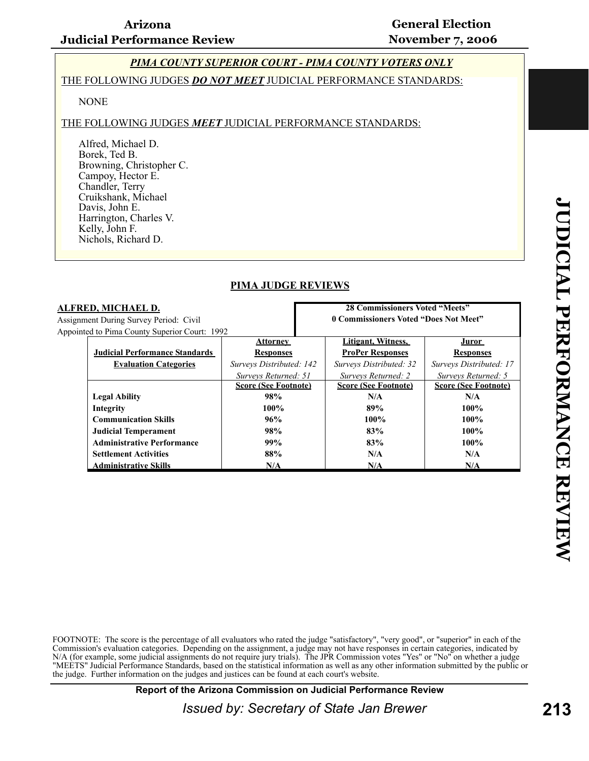***PIMA COUNTY SUPERIOR COURT - PIMA COUNTY VOTERS ONLY***

THE FOLLOWING JUDGES ***DO NOT MEET*** JUDICIAL PERFORMANCE STANDARDS:

NONE

THE FOLLOWING JUDGES ***MEET*** JUDICIAL PERFORMANCE STANDARDS:

Alfred, Michael D.
Borek, Ted B.
Browning, Christopher C.
Campoy, Hector E.
Chandler, Terry
Cruikshank, Michael
Davis, John E.
Harrington, Charles V.
Kelly, John F.
Nichols, Richard D.

## PIMA JUDGE REVIEWS

**ALFRED, MICHAEL D.**
Assignment During Survey Period: Civil
Appointed to Pima County Superior Court: 1992

**28 Commissioners Voted "Meets"**
**0 Commissioners Voted "Does Not Meet"**

| Judicial Performance Standards Evaluation Categories | Attorney Responses<br>*Surveys Distributed: 142*<br>*Surveys Returned: 51*<br>Score (See Footnote) | Litigant, Witness, ProPer Responses<br>*Surveys Distributed: 32*<br>*Surveys Returned: 2*<br>Score (See Footnote) | Juror Responses<br>*Surveys Distributed: 17*<br>*Surveys Returned: 5*<br>Score (See Footnote) |
|---|---|---|---|
| **Legal Ability** | **98%** | **N/A** | **N/A** |
| **Integrity** | **100%** | **89%** | **100%** |
| **Communication Skills** | **96%** | **100%** | **100%** |
| **Judicial Temperament** | **98%** | **83%** | **100%** |
| **Administrative Performance** | **99%** | **83%** | **100%** |
| **Settlement Activities** | **88%** | **N/A** | **N/A** |
| **Administrative Skills** | **N/A** | **N/A** | **N/A** |

FOOTNOTE: The score is the percentage of all evaluators who rated the judge "satisfactory", "very good", or "superior" in each of the Commission's evaluation categories. Depending on the assignment, a judge may not have responses in certain categories, indicated by N/A (for example, some judicial assignments do not require jury trials). The JPR Commission votes "Yes" or "No" on whether a judge "MEETS" Judicial Performance Standards, based on the statistical information as well as any other information submitted by the public or the judge. Further information on the judges and justices can be found at each court's website.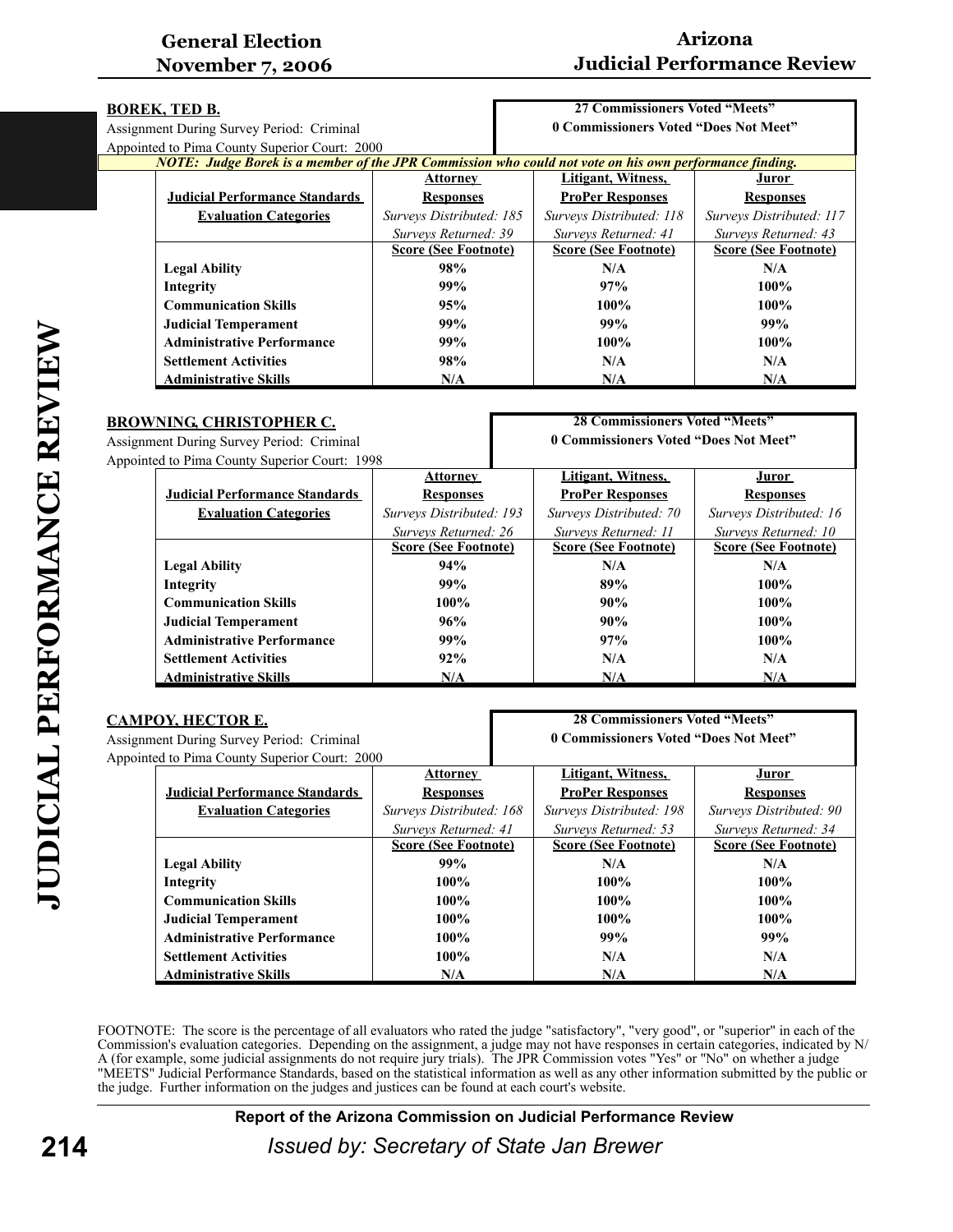**BOREK, TED B.**
Assignment During Survey Period: Criminal
Appointed to Pima County Superior Court: 2000

**27 Commissioners Voted "Meets"**
**0 Commissioners Voted "Does Not Meet"**

***NOTE: Judge Borek is a member of the JPR Commission who could not vote on his own performance finding.***

| Judicial Performance Standards Evaluation Categories | Attorney Responses | Litigant, Witness, ProPer Responses | Juror Responses |
|---|---|---|---|
| | *Surveys Distributed: 185* | *Surveys Distributed: 118* | *Surveys Distributed: 117* |
| | *Surveys Returned: 39* | *Surveys Returned: 41* | *Surveys Returned: 43* |
| | **Score (See Footnote)** | **Score (See Footnote)** | **Score (See Footnote)** |
| **Legal Ability** | **98%** | **N/A** | **N/A** |
| **Integrity** | **99%** | **97%** | **100%** |
| **Communication Skills** | **95%** | **100%** | **100%** |
| **Judicial Temperament** | **99%** | **99%** | **99%** |
| **Administrative Performance** | **99%** | **100%** | **100%** |
| **Settlement Activities** | **98%** | **N/A** | **N/A** |
| **Administrative Skills** | **N/A** | **N/A** | **N/A** |

**BROWNING, CHRISTOPHER C.**
Assignment During Survey Period: Criminal
Appointed to Pima County Superior Court: 1998

**28 Commissioners Voted "Meets"**
**0 Commissioners Voted "Does Not Meet"**

| Judicial Performance Standards Evaluation Categories | Attorney Responses | Litigant, Witness, ProPer Responses | Juror Responses |
|---|---|---|---|
| | *Surveys Distributed: 193* | *Surveys Distributed: 70* | *Surveys Distributed: 16* |
| | *Surveys Returned: 26* | *Surveys Returned: 11* | *Surveys Returned: 10* |
| | **Score (See Footnote)** | **Score (See Footnote)** | **Score (See Footnote)** |
| **Legal Ability** | **94%** | **N/A** | **N/A** |
| **Integrity** | **99%** | **89%** | **100%** |
| **Communication Skills** | **100%** | **90%** | **100%** |
| **Judicial Temperament** | **96%** | **90%** | **100%** |
| **Administrative Performance** | **99%** | **97%** | **100%** |
| **Settlement Activities** | **92%** | **N/A** | **N/A** |
| **Administrative Skills** | **N/A** | **N/A** | **N/A** |

**CAMPOY, HECTOR E.**
Assignment During Survey Period: Criminal
Appointed to Pima County Superior Court: 2000

**28 Commissioners Voted "Meets"**
**0 Commissioners Voted "Does Not Meet"**

| Judicial Performance Standards Evaluation Categories | Attorney Responses | Litigant, Witness, ProPer Responses | Juror Responses |
|---|---|---|---|
| | *Surveys Distributed: 168* | *Surveys Distributed: 198* | *Surveys Distributed: 90* |
| | *Surveys Returned: 41* | *Surveys Returned: 53* | *Surveys Returned: 34* |
| | **Score (See Footnote)** | **Score (See Footnote)** | **Score (See Footnote)** |
| **Legal Ability** | **99%** | **N/A** | **N/A** |
| **Integrity** | **100%** | **100%** | **100%** |
| **Communication Skills** | **100%** | **100%** | **100%** |
| **Judicial Temperament** | **100%** | **100%** | **100%** |
| **Administrative Performance** | **100%** | **99%** | **99%** |
| **Settlement Activities** | **100%** | **N/A** | **N/A** |
| **Administrative Skills** | **N/A** | **N/A** | **N/A** |

FOOTNOTE: The score is the percentage of all evaluators who rated the judge "satisfactory", "very good", or "superior" in each of the Commission's evaluation categories. Depending on the assignment, a judge may not have responses in certain categories, indicated by N/A (for example, some judicial assignments do not require jury trials). The JPR Commission votes "Yes" or "No" on whether a judge "MEETS" Judicial Performance Standards, based on the statistical information as well as any other information submitted by the public or the judge. Further information on the judges and justices can be found at each court's website.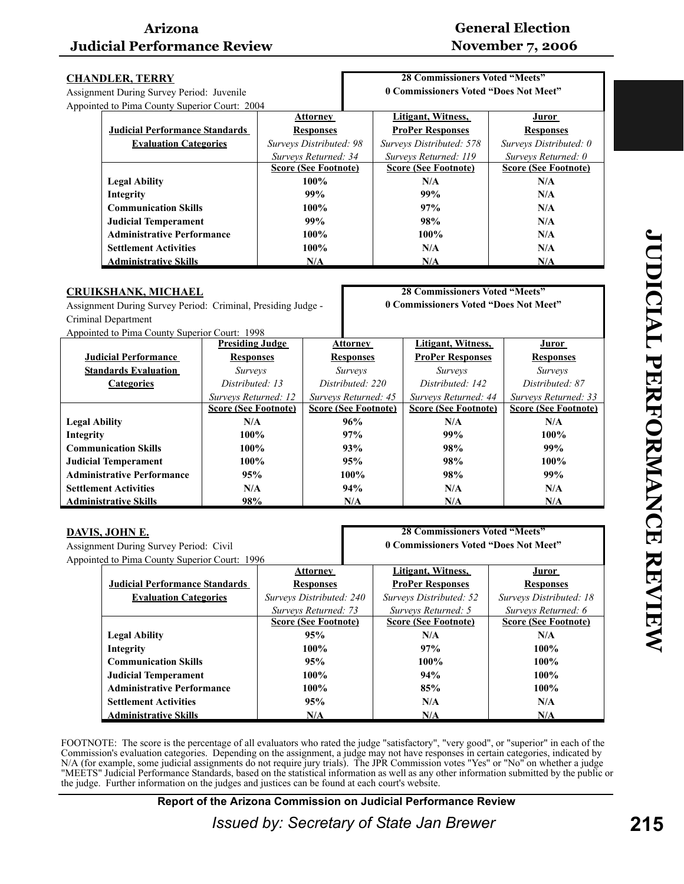## CHANDLER, TERRY

Assignment During Survey Period: Juvenile
Appointed to Pima County Superior Court: 2004

**28 Commissioners Voted "Meets"**
**0 Commissioners Voted "Does Not Meet"**

| Judicial Performance Standards Evaluation Categories | Attorney Responses *Surveys Distributed: 98* *Surveys Returned: 34* | Litigant, Witness, ProPer Responses *Surveys Distributed: 578* *Surveys Returned: 119* | Juror Responses *Surveys Distributed: 0* *Surveys Returned: 0* |
|---|---|---|---|
| | **Score (See Footnote)** | **Score (See Footnote)** | **Score (See Footnote)** |
| **Legal Ability** | **100%** | **N/A** | **N/A** |
| **Integrity** | **99%** | **99%** | **N/A** |
| **Communication Skills** | **100%** | **97%** | **N/A** |
| **Judicial Temperament** | **99%** | **98%** | **N/A** |
| **Administrative Performance** | **100%** | **100%** | **N/A** |
| **Settlement Activities** | **100%** | **N/A** | **N/A** |
| **Administrative Skills** | **N/A** | **N/A** | **N/A** |

## CRUIKSHANK, MICHAEL

Assignment During Survey Period: Criminal, Presiding Judge - Criminal Department
Appointed to Pima County Superior Court: 1998

**28 Commissioners Voted "Meets"**
**0 Commissioners Voted "Does Not Meet"**

| Judicial Performance Standards Evaluation Categories | Presiding Judge Responses *Surveys Distributed: 13* *Surveys Returned: 12* | Attorney Responses *Surveys Distributed: 220* *Surveys Returned: 45* | Litigant, Witness, ProPer Responses *Surveys Distributed: 142* *Surveys Returned: 44* | Juror Responses *Surveys Distributed: 87* *Surveys Returned: 33* |
|---|---|---|---|---|
| | **Score (See Footnote)** | **Score (See Footnote)** | **Score (See Footnote)** | **Score (See Footnote)** |
| **Legal Ability** | **N/A** | **96%** | **N/A** | **N/A** |
| **Integrity** | **100%** | **97%** | **99%** | **100%** |
| **Communication Skills** | **100%** | **93%** | **98%** | **99%** |
| **Judicial Temperament** | **100%** | **95%** | **98%** | **100%** |
| **Administrative Performance** | **95%** | **100%** | **98%** | **99%** |
| **Settlement Activities** | **N/A** | **94%** | **N/A** | **N/A** |
| **Administrative Skills** | **98%** | **N/A** | **N/A** | **N/A** |

## DAVIS, JOHN E.

Assignment During Survey Period: Civil
Appointed to Pima County Superior Court: 1996

**28 Commissioners Voted "Meets"**
**0 Commissioners Voted "Does Not Meet"**

| Judicial Performance Standards Evaluation Categories | Attorney Responses *Surveys Distributed: 240* *Surveys Returned: 73* | Litigant, Witness, ProPer Responses *Surveys Distributed: 52* *Surveys Returned: 5* | Juror Responses *Surveys Distributed: 18* *Surveys Returned: 6* |
|---|---|---|---|
| | **Score (See Footnote)** | **Score (See Footnote)** | **Score (See Footnote)** |
| **Legal Ability** | **95%** | **N/A** | **N/A** |
| **Integrity** | **100%** | **97%** | **100%** |
| **Communication Skills** | **95%** | **100%** | **100%** |
| **Judicial Temperament** | **100%** | **94%** | **100%** |
| **Administrative Performance** | **100%** | **85%** | **100%** |
| **Settlement Activities** | **95%** | **N/A** | **N/A** |
| **Administrative Skills** | **N/A** | **N/A** | **N/A** |

FOOTNOTE: The score is the percentage of all evaluators who rated the judge "satisfactory", "very good", or "superior" in each of the Commission's evaluation categories. Depending on the assignment, a judge may not have responses in certain categories, indicated by N/A (for example, some judicial assignments do not require jury trials). The JPR Commission votes "Yes" or "No" on whether a judge "MEETS" Judicial Performance Standards, based on the statistical information as well as any other information submitted by the public or the judge. Further information on the judges and justices can be found at each court's website.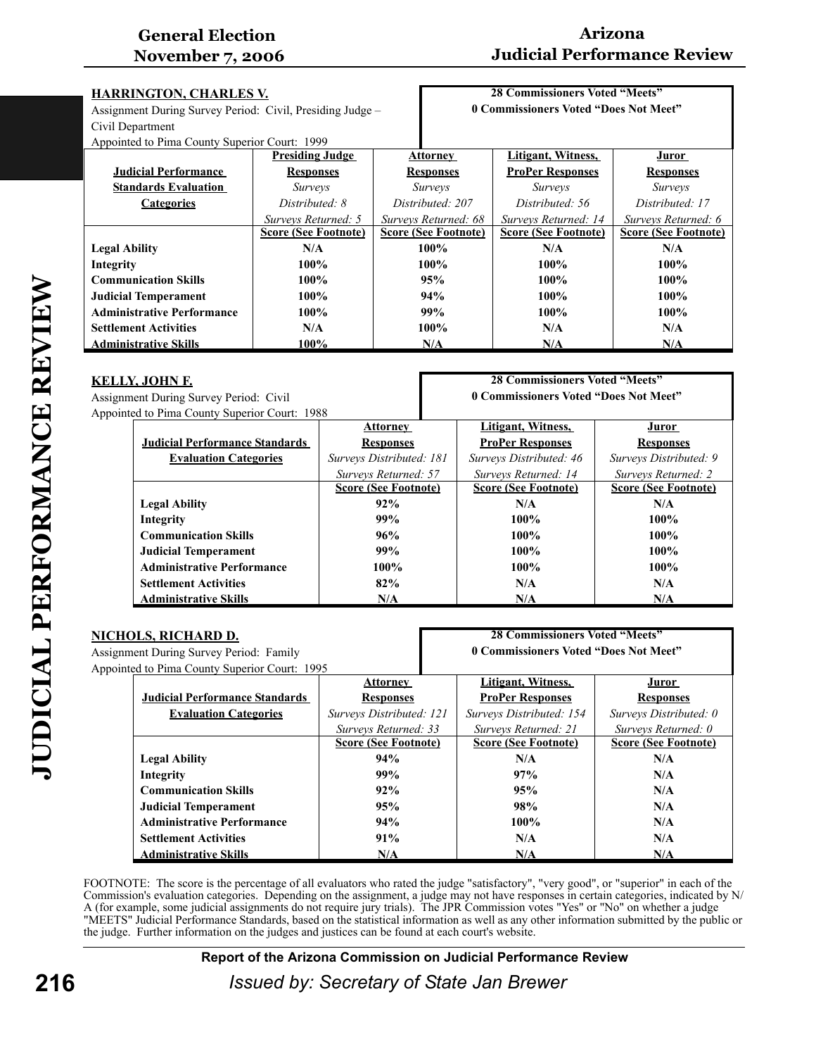**HARRINGTON, CHARLES V.**

Assignment During Survey Period: Civil, Presiding Judge – Civil Department

Appointed to Pima County Superior Court: 1999

**28 Commissioners Voted "Meets"**
**0 Commissioners Voted "Does Not Meet"**

| Judicial Performance Standards Evaluation Categories | Presiding Judge Responses | Attorney Responses | Litigant, Witness, ProPer Responses | Juror Responses |
|---|---|---|---|---|
| | *Surveys Distributed: 8* | *Surveys Distributed: 207* | *Surveys Distributed: 56* | *Surveys Distributed: 17* |
| | *Surveys Returned: 5* | *Surveys Returned: 68* | *Surveys Returned: 14* | *Surveys Returned: 6* |
| | Score (See Footnote) | Score (See Footnote) | Score (See Footnote) | Score (See Footnote) |
| **Legal Ability** | N/A | 100% | N/A | N/A |
| **Integrity** | 100% | 100% | 100% | 100% |
| **Communication Skills** | 100% | 95% | 100% | 100% |
| **Judicial Temperament** | 100% | 94% | 100% | 100% |
| **Administrative Performance** | 100% | 99% | 100% | 100% |
| **Settlement Activities** | N/A | 100% | N/A | N/A |
| **Administrative Skills** | 100% | N/A | N/A | N/A |

**KELLY, JOHN F.**

Assignment During Survey Period: Civil

Appointed to Pima County Superior Court: 1988

**28 Commissioners Voted "Meets"**
**0 Commissioners Voted "Does Not Meet"**

| Judicial Performance Standards Evaluation Categories | Attorney Responses | Litigant, Witness, ProPer Responses | Juror Responses |
|---|---|---|---|
| | *Surveys Distributed: 181* | *Surveys Distributed: 46* | *Surveys Distributed: 9* |
| | *Surveys Returned: 57* | *Surveys Returned: 14* | *Surveys Returned: 2* |
| | Score (See Footnote) | Score (See Footnote) | Score (See Footnote) |
| **Legal Ability** | 92% | N/A | N/A |
| **Integrity** | 99% | 100% | 100% |
| **Communication Skills** | 96% | 100% | 100% |
| **Judicial Temperament** | 99% | 100% | 100% |
| **Administrative Performance** | 100% | 100% | 100% |
| **Settlement Activities** | 82% | N/A | N/A |
| **Administrative Skills** | N/A | N/A | N/A |

**NICHOLS, RICHARD D.**

Assignment During Survey Period: Family

Appointed to Pima County Superior Court: 1995

**28 Commissioners Voted "Meets"**
**0 Commissioners Voted "Does Not Meet"**

| Judicial Performance Standards Evaluation Categories | Attorney Responses | Litigant, Witness, ProPer Responses | Juror Responses |
|---|---|---|---|
| | *Surveys Distributed: 121* | *Surveys Distributed: 154* | *Surveys Distributed: 0* |
| | *Surveys Returned: 33* | *Surveys Returned: 21* | *Surveys Returned: 0* |
| | Score (See Footnote) | Score (See Footnote) | Score (See Footnote) |
| **Legal Ability** | 94% | N/A | N/A |
| **Integrity** | 99% | 97% | N/A |
| **Communication Skills** | 92% | 95% | N/A |
| **Judicial Temperament** | 95% | 98% | N/A |
| **Administrative Performance** | 94% | 100% | N/A |
| **Settlement Activities** | 91% | N/A | N/A |
| **Administrative Skills** | N/A | N/A | N/A |

FOOTNOTE: The score is the percentage of all evaluators who rated the judge "satisfactory", "very good", or "superior" in each of the Commission's evaluation categories. Depending on the assignment, a judge may not have responses in certain categories, indicated by N/A (for example, some judicial assignments do not require jury trials). The JPR Commission votes "Yes" or "No" on whether a judge "MEETS" Judicial Performance Standards, based on the statistical information as well as any other information submitted by the public or the judge. Further information on the judges and justices can be found at each court's website.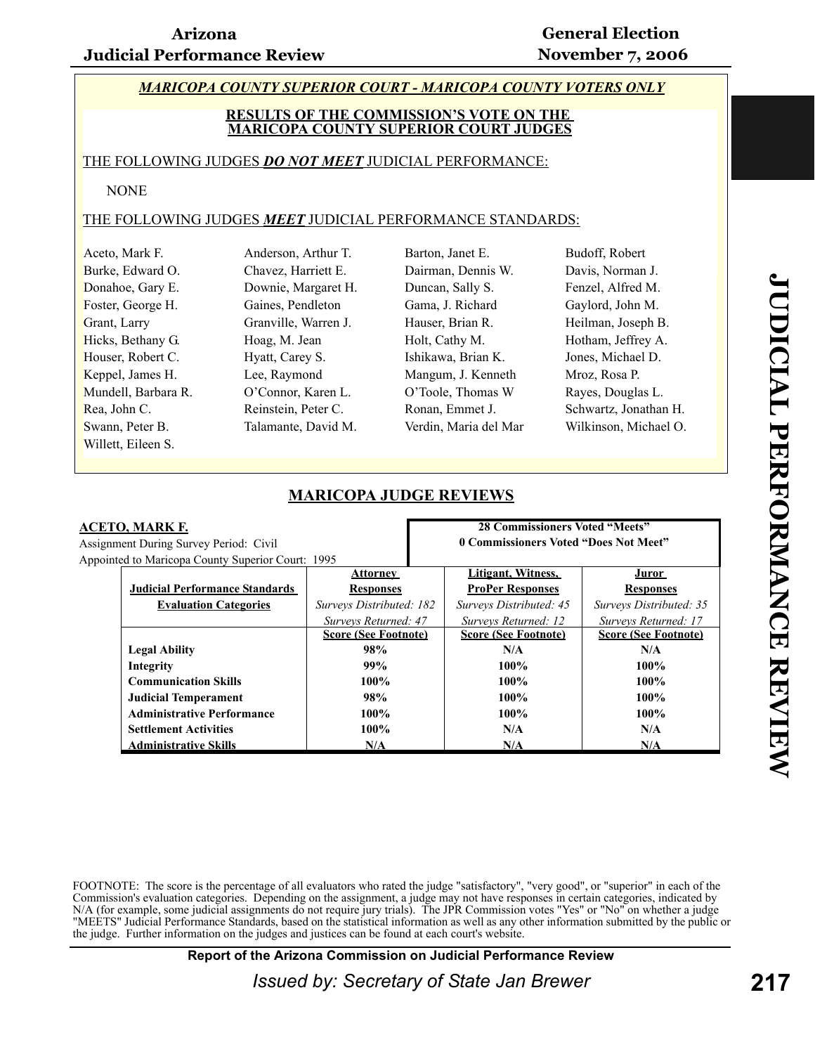**MARICOPA COUNTY SUPERIOR COURT - MARICOPA COUNTY VOTERS ONLY**

**RESULTS OF THE COMMISSION'S VOTE ON THE MARICOPA COUNTY SUPERIOR COURT JUDGES**

THE FOLLOWING JUDGES ***DO NOT MEET*** JUDICIAL PERFORMANCE:

NONE

THE FOLLOWING JUDGES ***MEET*** JUDICIAL PERFORMANCE STANDARDS:

| | | | |
|---|---|---|---|
| Aceto, Mark F. | Anderson, Arthur T. | Barton, Janet E. | Budoff, Robert |
| Burke, Edward O. | Chavez, Harriett E. | Dairman, Dennis W. | Davis, Norman J. |
| Donahoe, Gary E. | Downie, Margaret H. | Duncan, Sally S. | Fenzel, Alfred M. |
| Foster, George H. | Gaines, Pendleton | Gama, J. Richard | Gaylord, John M. |
| Grant, Larry | Granville, Warren J. | Hauser, Brian R. | Heilman, Joseph B. |
| Hicks, Bethany G. | Hoag, M. Jean | Holt, Cathy M. | Hotham, Jeffrey A. |
| Houser, Robert C. | Hyatt, Carey S. | Ishikawa, Brian K. | Jones, Michael D. |
| Keppel, James H. | Lee, Raymond | Mangum, J. Kenneth | Mroz, Rosa P. |
| Mundell, Barbara R. | O'Connor, Karen L. | O'Toole, Thomas W | Rayes, Douglas L. |
| Rea, John C. | Reinstein, Peter C. | Ronan, Emmet J. | Schwartz, Jonathan H. |
| Swann, Peter B. | Talamante, David M. | Verdin, Maria del Mar | Wilkinson, Michael O. |
| Willett, Eileen S. | | | |

## MARICOPA JUDGE REVIEWS

**ACETO, MARK F.**

Assignment During Survey Period: Civil

Appointed to Maricopa County Superior Court: 1995

**28 Commissioners Voted "Meets"**
**0 Commissioners Voted "Does Not Meet"**

| Judicial Performance Standards Evaluation Categories | Attorney Responses | Litigant, Witness, ProPer Responses | Juror Responses |
|---|---|---|---|
| | *Surveys Distributed: 182* | *Surveys Distributed: 45* | *Surveys Distributed: 35* |
| | *Surveys Returned: 47* | *Surveys Returned: 12* | *Surveys Returned: 17* |
| | Score (See Footnote) | Score (See Footnote) | Score (See Footnote) |
| **Legal Ability** | 98% | N/A | N/A |
| **Integrity** | 99% | 100% | 100% |
| **Communication Skills** | 100% | 100% | 100% |
| **Judicial Temperament** | 98% | 100% | 100% |
| **Administrative Performance** | 100% | 100% | 100% |
| **Settlement Activities** | 100% | N/A | N/A |
| **Administrative Skills** | N/A | N/A | N/A |

FOOTNOTE: The score is the percentage of all evaluators who rated the judge "satisfactory", "very good", or "superior" in each of the Commission's evaluation categories. Depending on the assignment, a judge may not have responses in certain categories, indicated by N/A (for example, some judicial assignments do not require jury trials). The JPR Commission votes "Yes" or "No" on whether a judge "MEETS" Judicial Performance Standards, based on the statistical information as well as any other information submitted by the public or the judge. Further information on the judges and justices can be found at each court's website.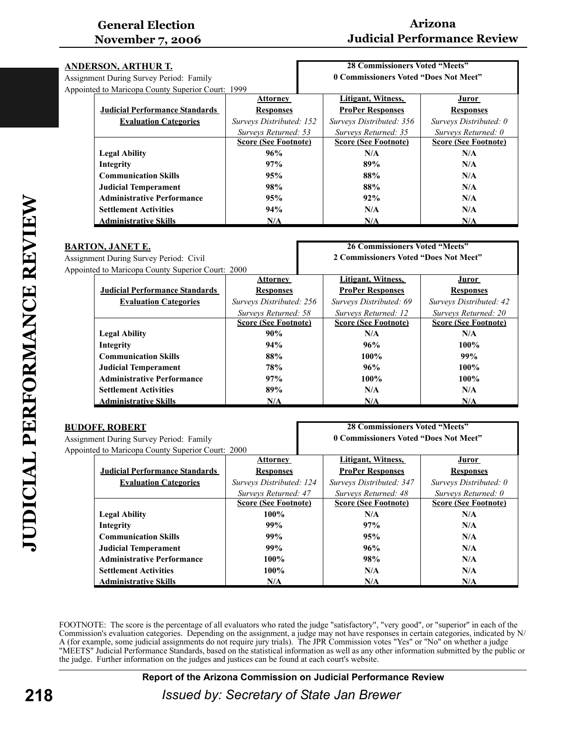## ANDERSON, ARTHUR T.

Assignment During Survey Period: Family
Appointed to Maricopa County Superior Court: 1999

**28 Commissioners Voted "Meets"**
**0 Commissioners Voted "Does Not Meet"**

| Judicial Performance Standards Evaluation Categories | Attorney Responses *Surveys Distributed: 152* *Surveys Returned: 53* Score (See Footnote) | Litigant, Witness, ProPer Responses *Surveys Distributed: 356* *Surveys Returned: 35* Score (See Footnote) | Juror Responses *Surveys Distributed: 0* *Surveys Returned: 0* Score (See Footnote) |
|---|---|---|---|
| **Legal Ability** | **96%** | **N/A** | **N/A** |
| **Integrity** | **97%** | **89%** | **N/A** |
| **Communication Skills** | **95%** | **88%** | **N/A** |
| **Judicial Temperament** | **98%** | **88%** | **N/A** |
| **Administrative Performance** | **95%** | **92%** | **N/A** |
| **Settlement Activities** | **94%** | **N/A** | **N/A** |
| **Administrative Skills** | **N/A** | **N/A** | **N/A** |

## BARTON, JANET E.

Assignment During Survey Period: Civil
Appointed to Maricopa County Superior Court: 2000

**26 Commissioners Voted "Meets"**
**2 Commissioners Voted "Does Not Meet"**

| Judicial Performance Standards Evaluation Categories | Attorney Responses *Surveys Distributed: 256* *Surveys Returned: 58* Score (See Footnote) | Litigant, Witness, ProPer Responses *Surveys Distributed: 69* *Surveys Returned: 12* Score (See Footnote) | Juror Responses *Surveys Distributed: 42* *Surveys Returned: 20* Score (See Footnote) |
|---|---|---|---|
| **Legal Ability** | **90%** | **N/A** | **N/A** |
| **Integrity** | **94%** | **96%** | **100%** |
| **Communication Skills** | **88%** | **100%** | **99%** |
| **Judicial Temperament** | **78%** | **96%** | **100%** |
| **Administrative Performance** | **97%** | **100%** | **100%** |
| **Settlement Activities** | **89%** | **N/A** | **N/A** |
| **Administrative Skills** | **N/A** | **N/A** | **N/A** |

## BUDOFF, ROBERT

Assignment During Survey Period: Family
Appointed to Maricopa County Superior Court: 2000

**28 Commissioners Voted "Meets"**
**0 Commissioners Voted "Does Not Meet"**

| Judicial Performance Standards Evaluation Categories | Attorney Responses *Surveys Distributed: 124* *Surveys Returned: 47* Score (See Footnote) | Litigant, Witness, ProPer Responses *Surveys Distributed: 347* *Surveys Returned: 48* Score (See Footnote) | Juror Responses *Surveys Distributed: 0* *Surveys Returned: 0* Score (See Footnote) |
|---|---|---|---|
| **Legal Ability** | **100%** | **N/A** | **N/A** |
| **Integrity** | **99%** | **97%** | **N/A** |
| **Communication Skills** | **99%** | **95%** | **N/A** |
| **Judicial Temperament** | **99%** | **96%** | **N/A** |
| **Administrative Performance** | **100%** | **98%** | **N/A** |
| **Settlement Activities** | **100%** | **N/A** | **N/A** |
| **Administrative Skills** | **N/A** | **N/A** | **N/A** |

FOOTNOTE: The score is the percentage of all evaluators who rated the judge "satisfactory", "very good", or "superior" in each of the Commission's evaluation categories. Depending on the assignment, a judge may not have responses in certain categories, indicated by N/A (for example, some judicial assignments do not require jury trials). The JPR Commission votes "Yes" or "No" on whether a judge "MEETS" Judicial Performance Standards, based on the statistical information as well as any other information submitted by the public or the judge. Further information on the judges and justices can be found at each court's website.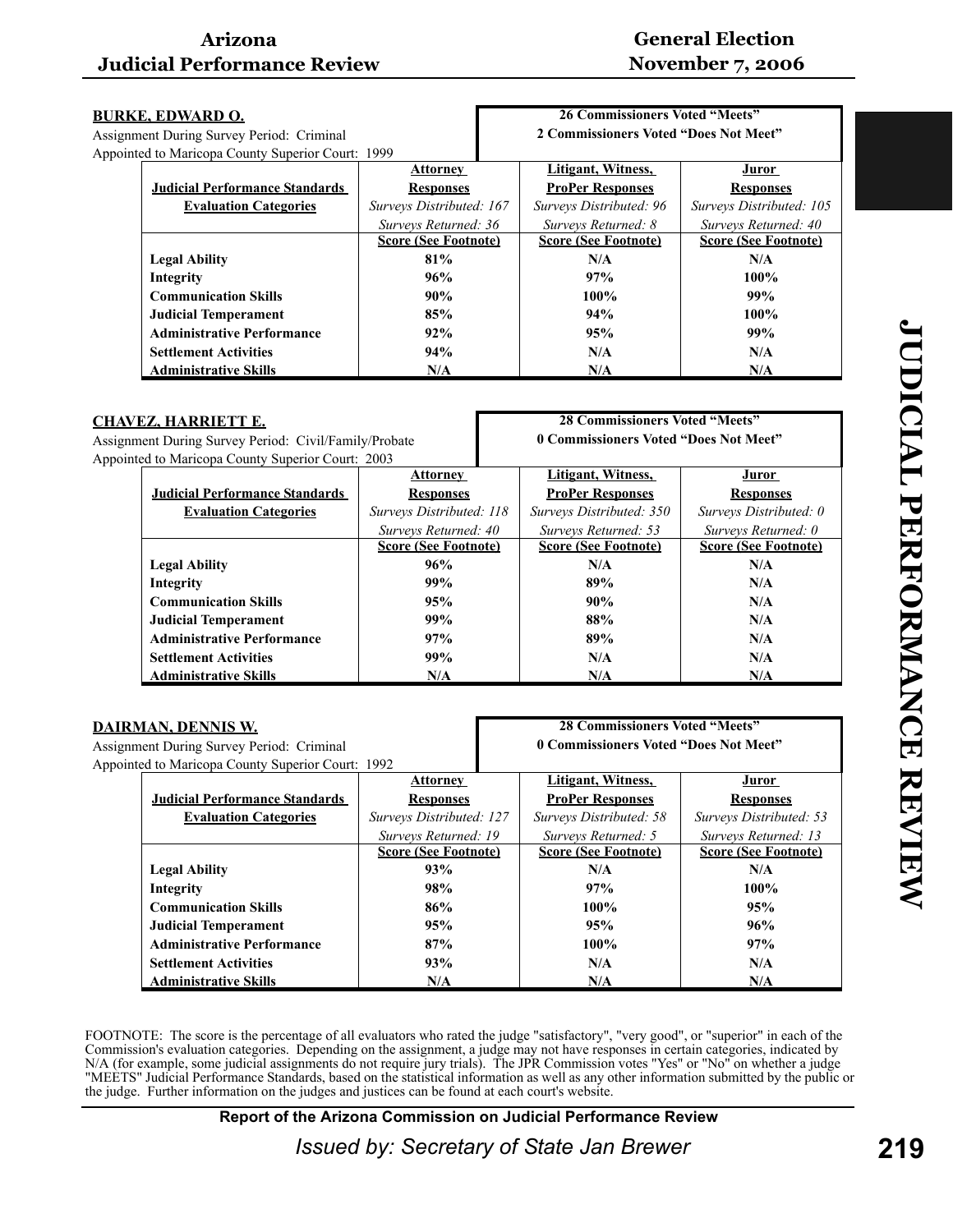## BURKE, EDWARD O.

Assignment During Survey Period: Criminal
Appointed to Maricopa County Superior Court: 1999

**26 Commissioners Voted "Meets"**
**2 Commissioners Voted "Does Not Meet"**

| Judicial Performance Standards Evaluation Categories | Attorney Responses *Surveys Distributed: 167* *Surveys Returned: 36* | Litigant, Witness, ProPer Responses *Surveys Distributed: 96* *Surveys Returned: 8* | Juror Responses *Surveys Distributed: 105* *Surveys Returned: 40* |
|---|---|---|---|
| | **Score (See Footnote)** | **Score (See Footnote)** | **Score (See Footnote)** |
| **Legal Ability** | **81%** | **N/A** | **N/A** |
| **Integrity** | **96%** | **97%** | **100%** |
| **Communication Skills** | **90%** | **100%** | **99%** |
| **Judicial Temperament** | **85%** | **94%** | **100%** |
| **Administrative Performance** | **92%** | **95%** | **99%** |
| **Settlement Activities** | **94%** | **N/A** | **N/A** |
| **Administrative Skills** | **N/A** | **N/A** | **N/A** |

## CHAVEZ, HARRIETT E.

Assignment During Survey Period: Civil/Family/Probate
Appointed to Maricopa County Superior Court: 2003

**28 Commissioners Voted "Meets"**
**0 Commissioners Voted "Does Not Meet"**

| Judicial Performance Standards Evaluation Categories | Attorney Responses *Surveys Distributed: 118* *Surveys Returned: 40* | Litigant, Witness, ProPer Responses *Surveys Distributed: 350* *Surveys Returned: 53* | Juror Responses *Surveys Distributed: 0* *Surveys Returned: 0* |
|---|---|---|---|
| | **Score (See Footnote)** | **Score (See Footnote)** | **Score (See Footnote)** |
| **Legal Ability** | **96%** | **N/A** | **N/A** |
| **Integrity** | **99%** | **89%** | **N/A** |
| **Communication Skills** | **95%** | **90%** | **N/A** |
| **Judicial Temperament** | **99%** | **88%** | **N/A** |
| **Administrative Performance** | **97%** | **89%** | **N/A** |
| **Settlement Activities** | **99%** | **N/A** | **N/A** |
| **Administrative Skills** | **N/A** | **N/A** | **N/A** |

## DAIRMAN, DENNIS W.

Assignment During Survey Period: Criminal
Appointed to Maricopa County Superior Court: 1992

**28 Commissioners Voted "Meets"**
**0 Commissioners Voted "Does Not Meet"**

| Judicial Performance Standards Evaluation Categories | Attorney Responses *Surveys Distributed: 127* *Surveys Returned: 19* | Litigant, Witness, ProPer Responses *Surveys Distributed: 58* *Surveys Returned: 5* | Juror Responses *Surveys Distributed: 53* *Surveys Returned: 13* |
|---|---|---|---|
| | **Score (See Footnote)** | **Score (See Footnote)** | **Score (See Footnote)** |
| **Legal Ability** | **93%** | **N/A** | **N/A** |
| **Integrity** | **98%** | **97%** | **100%** |
| **Communication Skills** | **86%** | **100%** | **95%** |
| **Judicial Temperament** | **95%** | **95%** | **96%** |
| **Administrative Performance** | **87%** | **100%** | **97%** |
| **Settlement Activities** | **93%** | **N/A** | **N/A** |
| **Administrative Skills** | **N/A** | **N/A** | **N/A** |

FOOTNOTE: The score is the percentage of all evaluators who rated the judge "satisfactory", "very good", or "superior" in each of the Commission's evaluation categories. Depending on the assignment, a judge may not have responses in certain categories, indicated by N/A (for example, some judicial assignments do not require jury trials). The JPR Commission votes "Yes" or "No" on whether a judge "MEETS" Judicial Performance Standards, based on the statistical information as well as any other information submitted by the public or the judge. Further information on the judges and justices can be found at each court's website.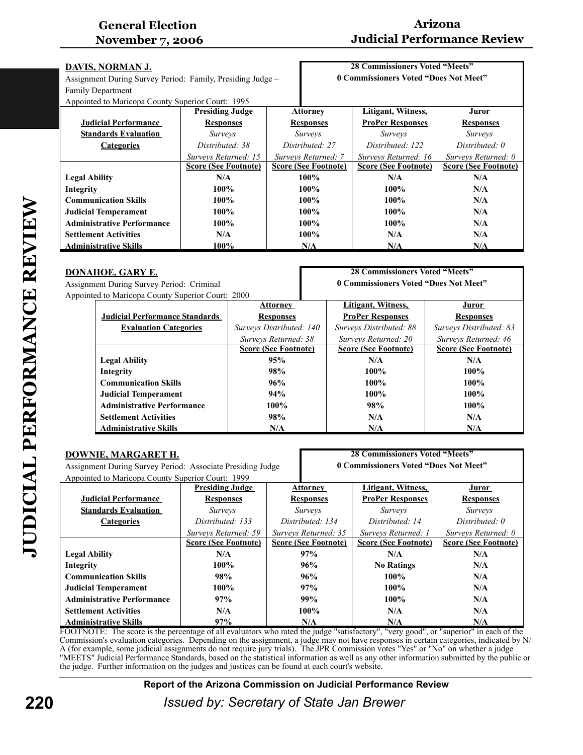## DAVIS, NORMAN J.

Assignment During Survey Period: Family, Presiding Judge – Family Department

Appointed to Maricopa County Superior Court: 1995

**28 Commissioners Voted "Meets"**
**0 Commissioners Voted "Does Not Meet"**

| Judicial Performance Standards Evaluation Categories | Presiding Judge Responses | Attorney Responses | Litigant, Witness, ProPer Responses | Juror Responses |
|---|---|---|---|---|
| | *Surveys Distributed: 38* | *Surveys Distributed: 27* | *Surveys Distributed: 122* | *Surveys Distributed: 0* |
| | *Surveys Returned: 15* | *Surveys Returned: 7* | *Surveys Returned: 16* | *Surveys Returned: 0* |
| | Score (See Footnote) | Score (See Footnote) | Score (See Footnote) | Score (See Footnote) |
| **Legal Ability** | N/A | 100% | N/A | N/A |
| **Integrity** | 100% | 100% | 100% | N/A |
| **Communication Skills** | 100% | 100% | 100% | N/A |
| **Judicial Temperament** | 100% | 100% | 100% | N/A |
| **Administrative Performance** | 100% | 100% | 100% | N/A |
| **Settlement Activities** | N/A | 100% | N/A | N/A |
| **Administrative Skills** | 100% | N/A | N/A | N/A |

## DONAHOE, GARY E.

Assignment During Survey Period: Criminal

Appointed to Maricopa County Superior Court: 2000

**28 Commissioners Voted "Meets"**
**0 Commissioners Voted "Does Not Meet"**

| Judicial Performance Standards Evaluation Categories | Attorney Responses | Litigant, Witness, ProPer Responses | Juror Responses |
|---|---|---|---|
| | *Surveys Distributed: 140* | *Surveys Distributed: 88* | *Surveys Distributed: 83* |
| | *Surveys Returned: 38* | *Surveys Returned: 20* | *Surveys Returned: 46* |
| | Score (See Footnote) | Score (See Footnote) | Score (See Footnote) |
| **Legal Ability** | 95% | N/A | N/A |
| **Integrity** | 98% | 100% | 100% |
| **Communication Skills** | 96% | 100% | 100% |
| **Judicial Temperament** | 94% | 100% | 100% |
| **Administrative Performance** | 100% | 98% | 100% |
| **Settlement Activities** | 98% | N/A | N/A |
| **Administrative Skills** | N/A | N/A | N/A |

## DOWNIE, MARGARET H.

Assignment During Survey Period: Associate Presiding Judge

Appointed to Maricopa County Superior Court: 1999

**28 Commissioners Voted "Meets"**
**0 Commissioners Voted "Does Not Meet"**

| Judicial Performance Standards Evaluation Categories | Presiding Judge Responses | Attorney Responses | Litigant, Witness, ProPer Responses | Juror Responses |
|---|---|---|---|---|
| | *Surveys Distributed: 133* | *Surveys Distributed: 134* | *Surveys Distributed: 14* | *Surveys Distributed: 0* |
| | *Surveys Returned: 59* | *Surveys Returned: 35* | *Surveys Returned: 1* | *Surveys Returned: 0* |
| | Score (See Footnote) | Score (See Footnote) | Score (See Footnote) | Score (See Footnote) |
| **Legal Ability** | N/A | 97% | N/A | N/A |
| **Integrity** | 100% | 96% | No Ratings | N/A |
| **Communication Skills** | 98% | 96% | 100% | N/A |
| **Judicial Temperament** | 100% | 97% | 100% | N/A |
| **Administrative Performance** | 97% | 99% | 100% | N/A |
| **Settlement Activities** | N/A | 100% | N/A | N/A |
| **Administrative Skills** | 97% | N/A | N/A | N/A |

FOOTNOTE: The score is the percentage of all evaluators who rated the judge "satisfactory", "very good", or "superior" in each of the Commission's evaluation categories. Depending on the assignment, a judge may not have responses in certain categories, indicated by N/A (for example, some judicial assignments do not require jury trials). The JPR Commission votes "Yes" or "No" on whether a judge "MEETS" Judicial Performance Standards, based on the statistical information as well as any other information submitted by the public or the judge. Further information on the judges and justices can be found at each court's website.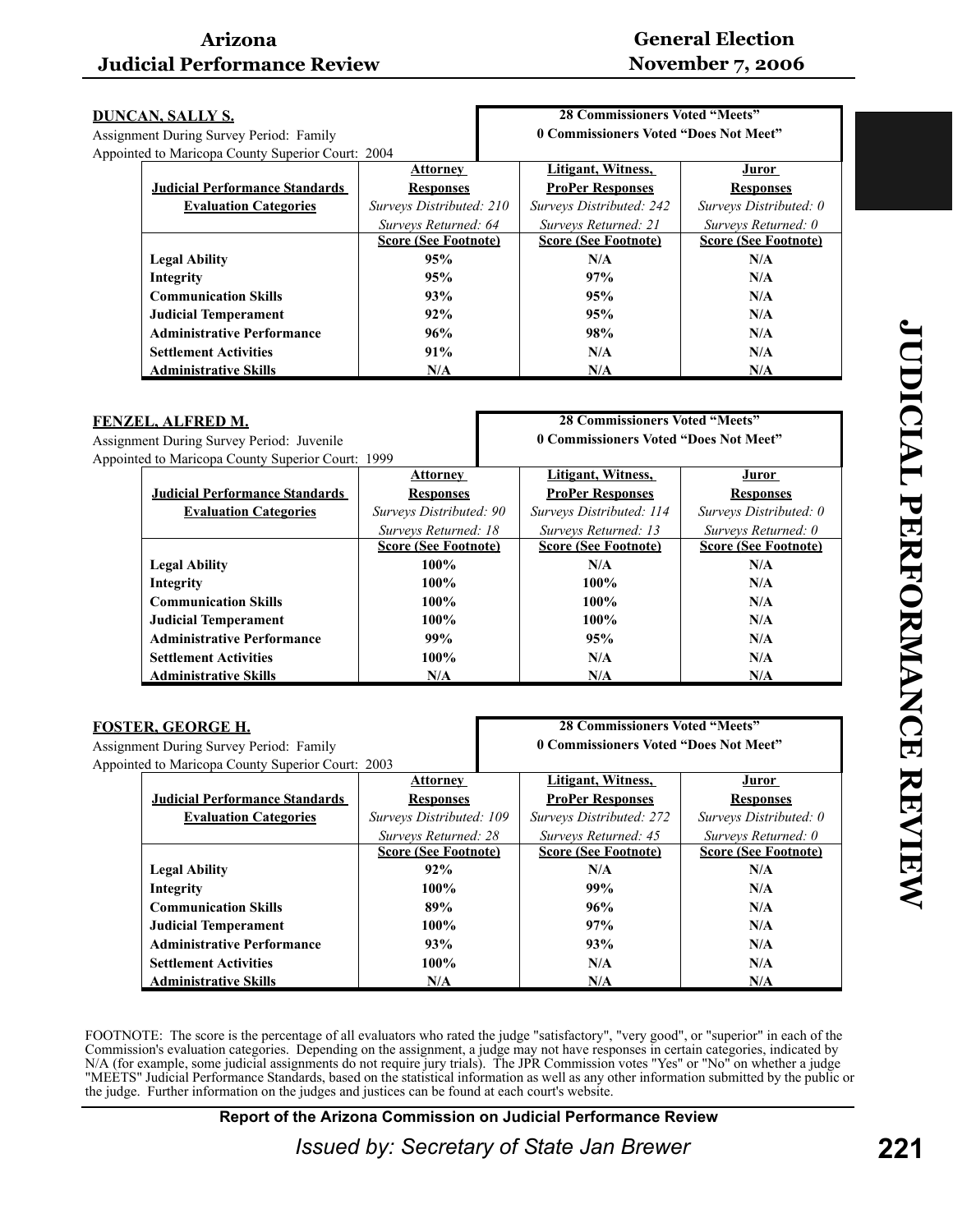## DUNCAN, SALLY S.

Assignment During Survey Period: Family
Appointed to Maricopa County Superior Court: 2004

**28 Commissioners Voted "Meets"**
**0 Commissioners Voted "Does Not Meet"**

| Judicial Performance Standards Evaluation Categories | Attorney Responses *Surveys Distributed: 210* *Surveys Returned: 64* | Litigant, Witness, ProPer Responses *Surveys Distributed: 242* *Surveys Returned: 21* | Juror Responses *Surveys Distributed: 0* *Surveys Returned: 0* |
|---|---|---|---|
| | Score (See Footnote) | Score (See Footnote) | Score (See Footnote) |
| Legal Ability | 95% | N/A | N/A |
| Integrity | 95% | 97% | N/A |
| Communication Skills | 93% | 95% | N/A |
| Judicial Temperament | 92% | 95% | N/A |
| Administrative Performance | 96% | 98% | N/A |
| Settlement Activities | 91% | N/A | N/A |
| Administrative Skills | N/A | N/A | N/A |

## FENZEL, ALFRED M.

Assignment During Survey Period: Juvenile
Appointed to Maricopa County Superior Court: 1999

**28 Commissioners Voted "Meets"**
**0 Commissioners Voted "Does Not Meet"**

| Judicial Performance Standards Evaluation Categories | Attorney Responses *Surveys Distributed: 90* *Surveys Returned: 18* | Litigant, Witness, ProPer Responses *Surveys Distributed: 114* *Surveys Returned: 13* | Juror Responses *Surveys Distributed: 0* *Surveys Returned: 0* |
|---|---|---|---|
| | Score (See Footnote) | Score (See Footnote) | Score (See Footnote) |
| Legal Ability | 100% | N/A | N/A |
| Integrity | 100% | 100% | N/A |
| Communication Skills | 100% | 100% | N/A |
| Judicial Temperament | 100% | 100% | N/A |
| Administrative Performance | 99% | 95% | N/A |
| Settlement Activities | 100% | N/A | N/A |
| Administrative Skills | N/A | N/A | N/A |

## FOSTER, GEORGE H.

Assignment During Survey Period: Family
Appointed to Maricopa County Superior Court: 2003

**28 Commissioners Voted "Meets"**
**0 Commissioners Voted "Does Not Meet"**

| Judicial Performance Standards Evaluation Categories | Attorney Responses *Surveys Distributed: 109* *Surveys Returned: 28* | Litigant, Witness, ProPer Responses *Surveys Distributed: 272* *Surveys Returned: 45* | Juror Responses *Surveys Distributed: 0* *Surveys Returned: 0* |
|---|---|---|---|
| | Score (See Footnote) | Score (See Footnote) | Score (See Footnote) |
| Legal Ability | 92% | N/A | N/A |
| Integrity | 100% | 99% | N/A |
| Communication Skills | 89% | 96% | N/A |
| Judicial Temperament | 100% | 97% | N/A |
| Administrative Performance | 93% | 93% | N/A |
| Settlement Activities | 100% | N/A | N/A |
| Administrative Skills | N/A | N/A | N/A |

FOOTNOTE: The score is the percentage of all evaluators who rated the judge "satisfactory", "very good", or "superior" in each of the Commission's evaluation categories. Depending on the assignment, a judge may not have responses in certain categories, indicated by N/A (for example, some judicial assignments do not require jury trials). The JPR Commission votes "Yes" or "No" on whether a judge "MEETS" Judicial Performance Standards, based on the statistical information as well as any other information submitted by the public or the judge. Further information on the judges and justices can be found at each court's website.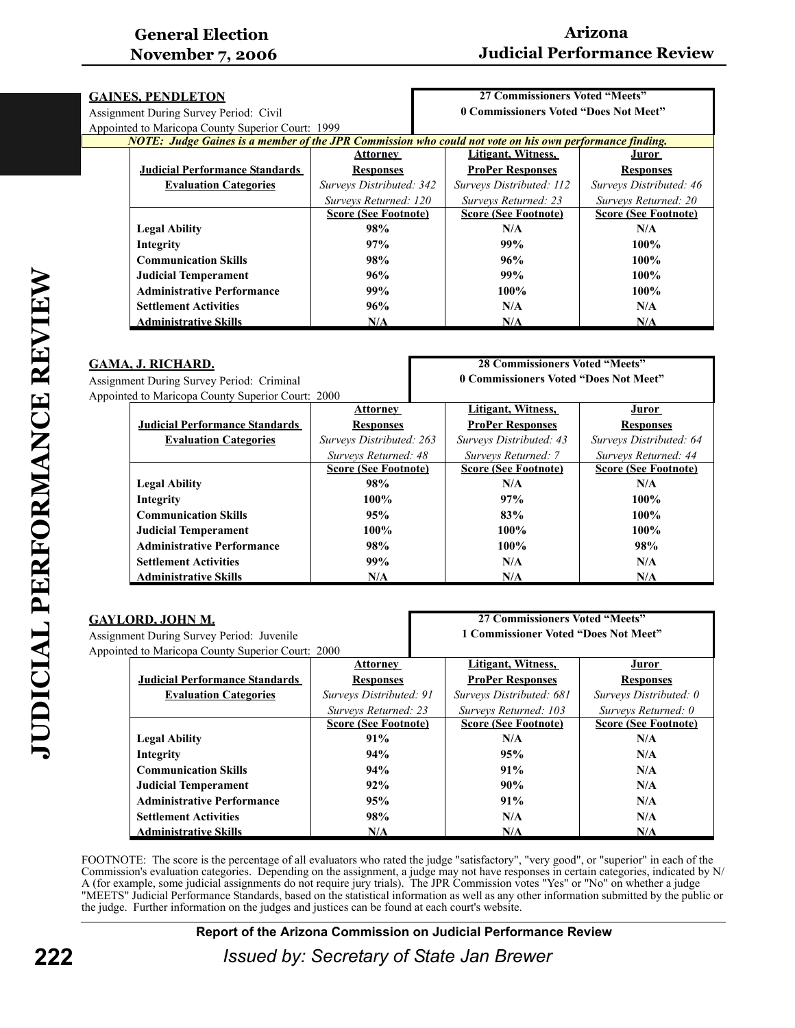## GAINES, PENDLETON

Assignment During Survey Period: Civil
Appointed to Maricopa County Superior Court: 1999

**27 Commissioners Voted "Meets"**
**0 Commissioners Voted "Does Not Meet"**

***NOTE: Judge Gaines is a member of the JPR Commission who could not vote on his own performance finding.***

| Judicial Performance Standards Evaluation Categories | Attorney Responses | Litigant, Witness, ProPer Responses | Juror Responses |
|---|---|---|---|
| | *Surveys Distributed: 342* | *Surveys Distributed: 112* | *Surveys Distributed: 46* |
| | *Surveys Returned: 120* | *Surveys Returned: 23* | *Surveys Returned: 20* |
| | **Score (See Footnote)** | **Score (See Footnote)** | **Score (See Footnote)** |
| **Legal Ability** | **98%** | **N/A** | **N/A** |
| **Integrity** | **97%** | **99%** | **100%** |
| **Communication Skills** | **98%** | **96%** | **100%** |
| **Judicial Temperament** | **96%** | **99%** | **100%** |
| **Administrative Performance** | **99%** | **100%** | **100%** |
| **Settlement Activities** | **96%** | **N/A** | **N/A** |
| **Administrative Skills** | **N/A** | **N/A** | **N/A** |

## GAMA, J. RICHARD.

Assignment During Survey Period: Criminal
Appointed to Maricopa County Superior Court: 2000

**28 Commissioners Voted "Meets"**
**0 Commissioners Voted "Does Not Meet"**

| Judicial Performance Standards Evaluation Categories | Attorney Responses | Litigant, Witness, ProPer Responses | Juror Responses |
|---|---|---|---|
| | *Surveys Distributed: 263* | *Surveys Distributed: 43* | *Surveys Distributed: 64* |
| | *Surveys Returned: 48* | *Surveys Returned: 7* | *Surveys Returned: 44* |
| | **Score (See Footnote)** | **Score (See Footnote)** | **Score (See Footnote)** |
| **Legal Ability** | **98%** | **N/A** | **N/A** |
| **Integrity** | **100%** | **97%** | **100%** |
| **Communication Skills** | **95%** | **83%** | **100%** |
| **Judicial Temperament** | **100%** | **100%** | **100%** |
| **Administrative Performance** | **98%** | **100%** | **98%** |
| **Settlement Activities** | **99%** | **N/A** | **N/A** |
| **Administrative Skills** | **N/A** | **N/A** | **N/A** |

## GAYLORD, JOHN M.

Assignment During Survey Period: Juvenile
Appointed to Maricopa County Superior Court: 2000

**27 Commissioners Voted "Meets"**
**1 Commissioner Voted "Does Not Meet"**

| Judicial Performance Standards Evaluation Categories | Attorney Responses | Litigant, Witness, ProPer Responses | Juror Responses |
|---|---|---|---|
| | *Surveys Distributed: 91* | *Surveys Distributed: 681* | *Surveys Distributed: 0* |
| | *Surveys Returned: 23* | *Surveys Returned: 103* | *Surveys Returned: 0* |
| | **Score (See Footnote)** | **Score (See Footnote)** | **Score (See Footnote)** |
| **Legal Ability** | **91%** | **N/A** | **N/A** |
| **Integrity** | **94%** | **95%** | **N/A** |
| **Communication Skills** | **94%** | **91%** | **N/A** |
| **Judicial Temperament** | **92%** | **90%** | **N/A** |
| **Administrative Performance** | **95%** | **91%** | **N/A** |
| **Settlement Activities** | **98%** | **N/A** | **N/A** |
| **Administrative Skills** | **N/A** | **N/A** | **N/A** |

FOOTNOTE: The score is the percentage of all evaluators who rated the judge "satisfactory", "very good", or "superior" in each of the Commission's evaluation categories. Depending on the assignment, a judge may not have responses in certain categories, indicated by N/A (for example, some judicial assignments do not require jury trials). The JPR Commission votes "Yes" or "No" on whether a judge "MEETS" Judicial Performance Standards, based on the statistical information as well as any other information submitted by the public or the judge. Further information on the judges and justices can be found at each court's website.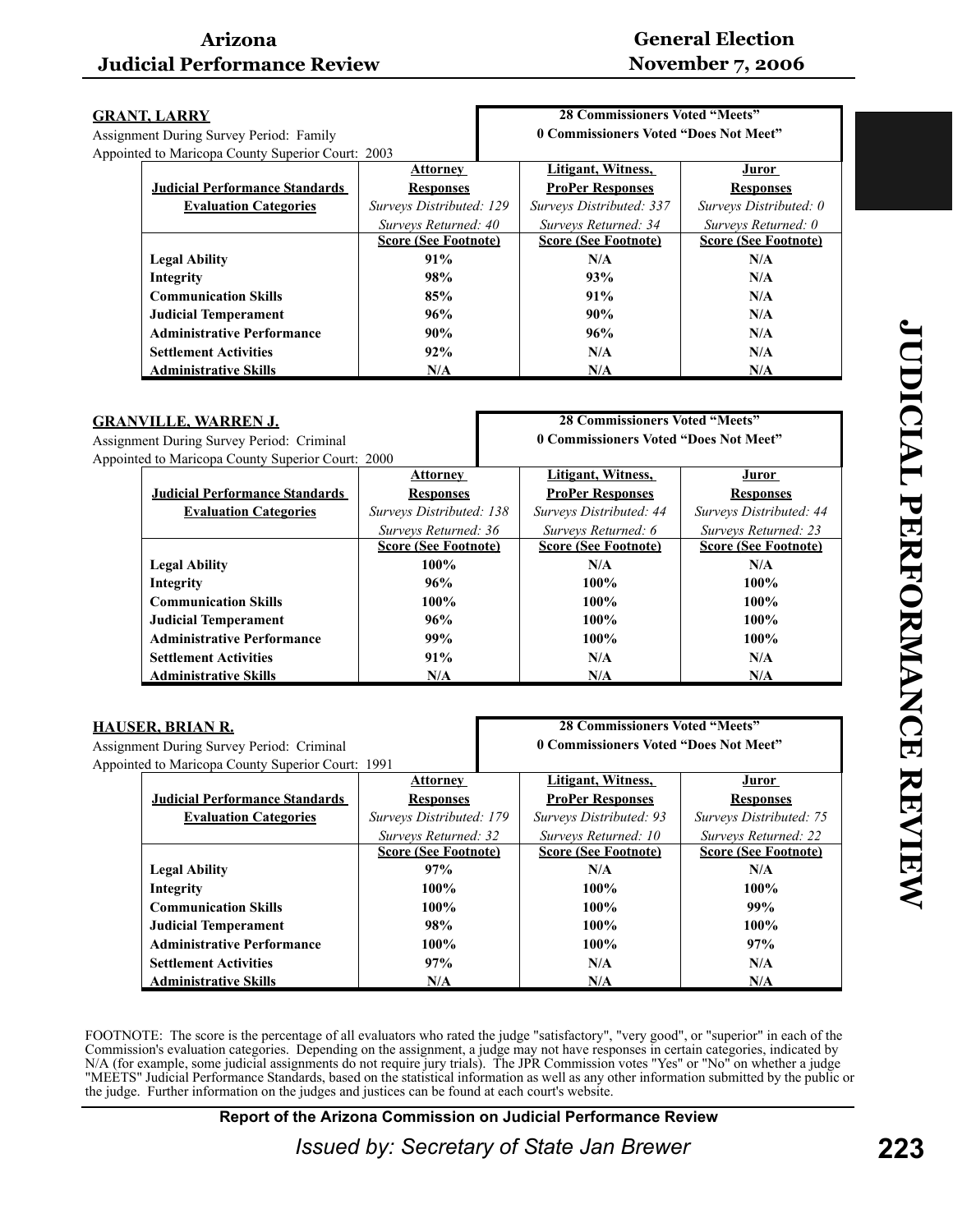## GRANT, LARRY

Assignment During Survey Period: Family
Appointed to Maricopa County Superior Court: 2003

**28 Commissioners Voted "Meets"**
**0 Commissioners Voted "Does Not Meet"**

| Judicial Performance Standards Evaluation Categories | Attorney Responses *Surveys Distributed: 129* *Surveys Returned: 40* | Litigant, Witness, ProPer Responses *Surveys Distributed: 337* *Surveys Returned: 34* | Juror Responses *Surveys Distributed: 0* *Surveys Returned: 0* |
|---|---|---|---|
| | **Score (See Footnote)** | **Score (See Footnote)** | **Score (See Footnote)** |
| **Legal Ability** | **91%** | **N/A** | **N/A** |
| **Integrity** | **98%** | **93%** | **N/A** |
| **Communication Skills** | **85%** | **91%** | **N/A** |
| **Judicial Temperament** | **96%** | **90%** | **N/A** |
| **Administrative Performance** | **90%** | **96%** | **N/A** |
| **Settlement Activities** | **92%** | **N/A** | **N/A** |
| **Administrative Skills** | **N/A** | **N/A** | **N/A** |

## GRANVILLE, WARREN J.

Assignment During Survey Period: Criminal
Appointed to Maricopa County Superior Court: 2000

**28 Commissioners Voted "Meets"**
**0 Commissioners Voted "Does Not Meet"**

| Judicial Performance Standards Evaluation Categories | Attorney Responses *Surveys Distributed: 138* *Surveys Returned: 36* | Litigant, Witness, ProPer Responses *Surveys Distributed: 44* *Surveys Returned: 6* | Juror Responses *Surveys Distributed: 44* *Surveys Returned: 23* |
|---|---|---|---|
| | **Score (See Footnote)** | **Score (See Footnote)** | **Score (See Footnote)** |
| **Legal Ability** | **100%** | **N/A** | **N/A** |
| **Integrity** | **96%** | **100%** | **100%** |
| **Communication Skills** | **100%** | **100%** | **100%** |
| **Judicial Temperament** | **96%** | **100%** | **100%** |
| **Administrative Performance** | **99%** | **100%** | **100%** |
| **Settlement Activities** | **91%** | **N/A** | **N/A** |
| **Administrative Skills** | **N/A** | **N/A** | **N/A** |

## HAUSER, BRIAN R.

Assignment During Survey Period: Criminal
Appointed to Maricopa County Superior Court: 1991

**28 Commissioners Voted "Meets"**
**0 Commissioners Voted "Does Not Meet"**

| Judicial Performance Standards Evaluation Categories | Attorney Responses *Surveys Distributed: 179* *Surveys Returned: 32* | Litigant, Witness, ProPer Responses *Surveys Distributed: 93* *Surveys Returned: 10* | Juror Responses *Surveys Distributed: 75* *Surveys Returned: 22* |
|---|---|---|---|
| | **Score (See Footnote)** | **Score (See Footnote)** | **Score (See Footnote)** |
| **Legal Ability** | **97%** | **N/A** | **N/A** |
| **Integrity** | **100%** | **100%** | **100%** |
| **Communication Skills** | **100%** | **100%** | **99%** |
| **Judicial Temperament** | **98%** | **100%** | **100%** |
| **Administrative Performance** | **100%** | **100%** | **97%** |
| **Settlement Activities** | **97%** | **N/A** | **N/A** |
| **Administrative Skills** | **N/A** | **N/A** | **N/A** |

FOOTNOTE: The score is the percentage of all evaluators who rated the judge "satisfactory", "very good", or "superior" in each of the Commission's evaluation categories. Depending on the assignment, a judge may not have responses in certain categories, indicated by N/A (for example, some judicial assignments do not require jury trials). The JPR Commission votes "Yes" or "No" on whether a judge "MEETS" Judicial Performance Standards, based on the statistical information as well as any other information submitted by the public or the judge. Further information on the judges and justices can be found at each court's website.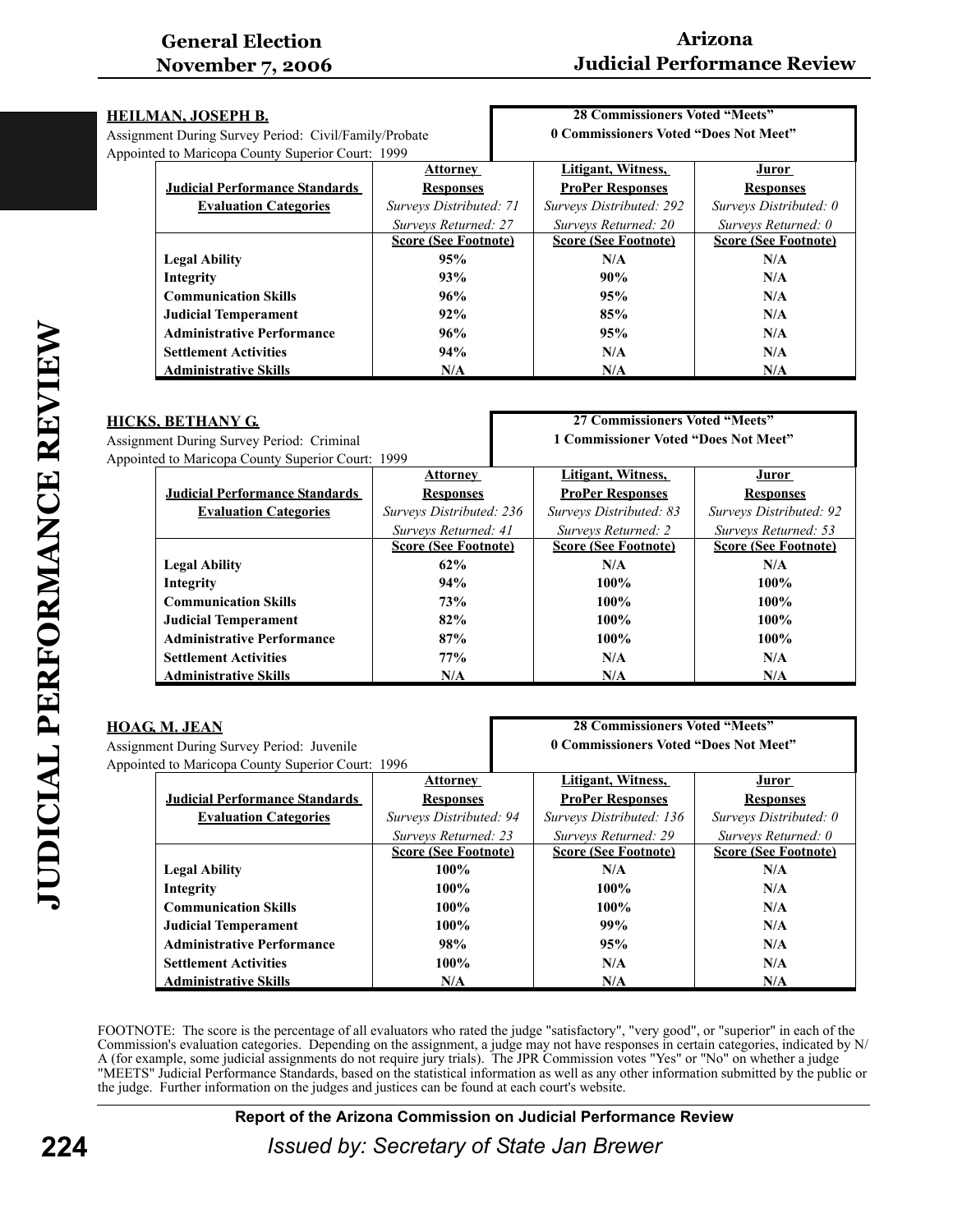**HEILMAN, JOSEPH B.**
Assignment During Survey Period: Civil/Family/Probate
Appointed to Maricopa County Superior Court: 1999

**28 Commissioners Voted "Meets"**
**0 Commissioners Voted "Does Not Meet"**

| Judicial Performance Standards Evaluation Categories | Attorney Responses *Surveys Distributed: 71* *Surveys Returned: 27* Score (See Footnote) | Litigant, Witness, ProPer Responses *Surveys Distributed: 292* *Surveys Returned: 20* Score (See Footnote) | Juror Responses *Surveys Distributed: 0* *Surveys Returned: 0* Score (See Footnote) |
|---|---|---|---|
| **Legal Ability** | **95%** | **N/A** | **N/A** |
| **Integrity** | **93%** | **90%** | **N/A** |
| **Communication Skills** | **96%** | **95%** | **N/A** |
| **Judicial Temperament** | **92%** | **85%** | **N/A** |
| **Administrative Performance** | **96%** | **95%** | **N/A** |
| **Settlement Activities** | **94%** | **N/A** | **N/A** |
| **Administrative Skills** | **N/A** | **N/A** | **N/A** |

**HICKS, BETHANY G.**
Assignment During Survey Period: Criminal
Appointed to Maricopa County Superior Court: 1999

**27 Commissioners Voted "Meets"**
**1 Commissioner Voted "Does Not Meet"**

| Judicial Performance Standards Evaluation Categories | Attorney Responses *Surveys Distributed: 236* *Surveys Returned: 41* Score (See Footnote) | Litigant, Witness, ProPer Responses *Surveys Distributed: 83* *Surveys Returned: 2* Score (See Footnote) | Juror Responses *Surveys Distributed: 92* *Surveys Returned: 53* Score (See Footnote) |
|---|---|---|---|
| **Legal Ability** | **62%** | **N/A** | **N/A** |
| **Integrity** | **94%** | **100%** | **100%** |
| **Communication Skills** | **73%** | **100%** | **100%** |
| **Judicial Temperament** | **82%** | **100%** | **100%** |
| **Administrative Performance** | **87%** | **100%** | **100%** |
| **Settlement Activities** | **77%** | **N/A** | **N/A** |
| **Administrative Skills** | **N/A** | **N/A** | **N/A** |

**HOAG, M. JEAN**
Assignment During Survey Period: Juvenile
Appointed to Maricopa County Superior Court: 1996

**28 Commissioners Voted "Meets"**
**0 Commissioners Voted "Does Not Meet"**

| Judicial Performance Standards Evaluation Categories | Attorney Responses *Surveys Distributed: 94* *Surveys Returned: 23* Score (See Footnote) | Litigant, Witness, ProPer Responses *Surveys Distributed: 136* *Surveys Returned: 29* Score (See Footnote) | Juror Responses *Surveys Distributed: 0* *Surveys Returned: 0* Score (See Footnote) |
|---|---|---|---|
| **Legal Ability** | **100%** | **N/A** | **N/A** |
| **Integrity** | **100%** | **100%** | **N/A** |
| **Communication Skills** | **100%** | **100%** | **N/A** |
| **Judicial Temperament** | **100%** | **99%** | **N/A** |
| **Administrative Performance** | **98%** | **95%** | **N/A** |
| **Settlement Activities** | **100%** | **N/A** | **N/A** |
| **Administrative Skills** | **N/A** | **N/A** | **N/A** |

FOOTNOTE: The score is the percentage of all evaluators who rated the judge "satisfactory", "very good", or "superior" in each of the Commission's evaluation categories. Depending on the assignment, a judge may not have responses in certain categories, indicated by N/A (for example, some judicial assignments do not require jury trials). The JPR Commission votes "Yes" or "No" on whether a judge "MEETS" Judicial Performance Standards, based on the statistical information as well as any other information submitted by the public or the judge. Further information on the judges and justices can be found at each court's website.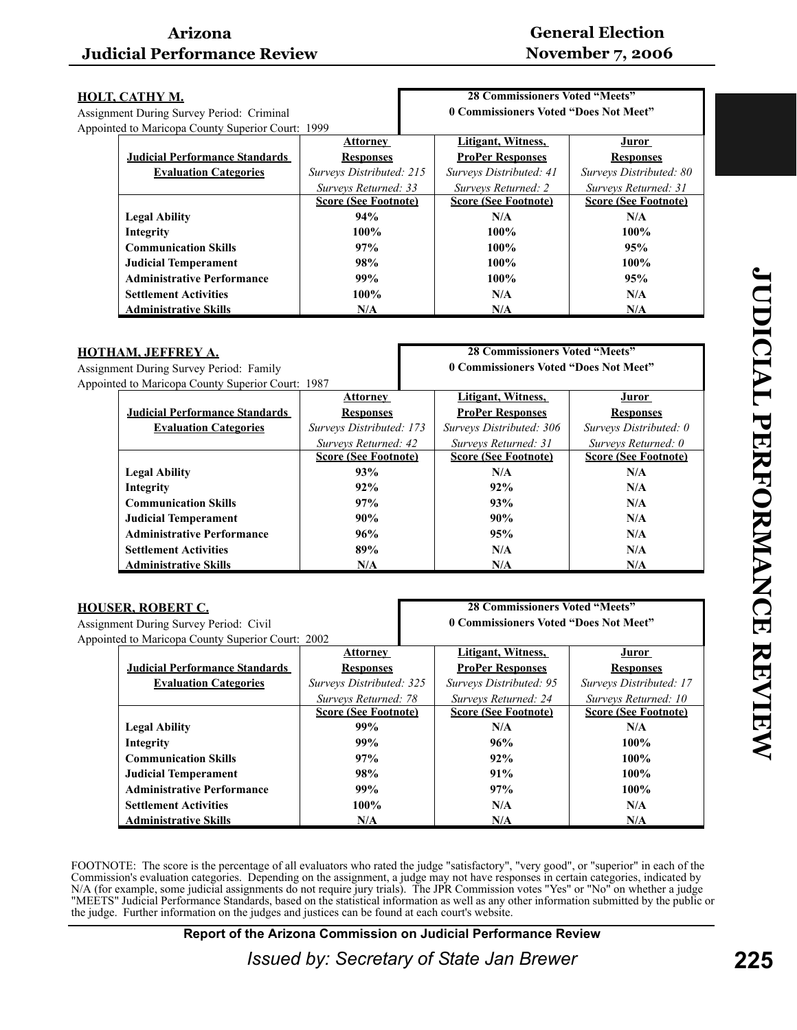### HOLT, CATHY M.

Assignment During Survey Period: Criminal
Appointed to Maricopa County Superior Court: 1999

**28 Commissioners Voted "Meets"**
**0 Commissioners Voted "Does Not Meet"**

| Judicial Performance Standards Evaluation Categories | Attorney Responses *Surveys Distributed: 215* *Surveys Returned: 33* Score (See Footnote) | Litigant, Witness, ProPer Responses *Surveys Distributed: 41* *Surveys Returned: 2* Score (See Footnote) | Juror Responses *Surveys Distributed: 80* *Surveys Returned: 31* Score (See Footnote) |
|---|---|---|---|
| **Legal Ability** | **94%** | **N/A** | **N/A** |
| **Integrity** | **100%** | **100%** | **100%** |
| **Communication Skills** | **97%** | **100%** | **95%** |
| **Judicial Temperament** | **98%** | **100%** | **100%** |
| **Administrative Performance** | **99%** | **100%** | **95%** |
| **Settlement Activities** | **100%** | **N/A** | **N/A** |
| **Administrative Skills** | **N/A** | **N/A** | **N/A** |

### HOTHAM, JEFFREY A.

Assignment During Survey Period: Family
Appointed to Maricopa County Superior Court: 1987

**28 Commissioners Voted "Meets"**
**0 Commissioners Voted "Does Not Meet"**

| Judicial Performance Standards Evaluation Categories | Attorney Responses *Surveys Distributed: 173* *Surveys Returned: 42* Score (See Footnote) | Litigant, Witness, ProPer Responses *Surveys Distributed: 306* *Surveys Returned: 31* Score (See Footnote) | Juror Responses *Surveys Distributed: 0* *Surveys Returned: 0* Score (See Footnote) |
|---|---|---|---|
| **Legal Ability** | **93%** | **N/A** | **N/A** |
| **Integrity** | **92%** | **92%** | **N/A** |
| **Communication Skills** | **97%** | **93%** | **N/A** |
| **Judicial Temperament** | **90%** | **90%** | **N/A** |
| **Administrative Performance** | **96%** | **95%** | **N/A** |
| **Settlement Activities** | **89%** | **N/A** | **N/A** |
| **Administrative Skills** | **N/A** | **N/A** | **N/A** |

### HOUSER, ROBERT C.

Assignment During Survey Period: Civil
Appointed to Maricopa County Superior Court: 2002

**28 Commissioners Voted "Meets"**
**0 Commissioners Voted "Does Not Meet"**

| Judicial Performance Standards Evaluation Categories | Attorney Responses *Surveys Distributed: 325* *Surveys Returned: 78* Score (See Footnote) | Litigant, Witness, ProPer Responses *Surveys Distributed: 95* *Surveys Returned: 24* Score (See Footnote) | Juror Responses *Surveys Distributed: 17* *Surveys Returned: 10* Score (See Footnote) |
|---|---|---|---|
| **Legal Ability** | **99%** | **N/A** | **N/A** |
| **Integrity** | **99%** | **96%** | **100%** |
| **Communication Skills** | **97%** | **92%** | **100%** |
| **Judicial Temperament** | **98%** | **91%** | **100%** |
| **Administrative Performance** | **99%** | **97%** | **100%** |
| **Settlement Activities** | **100%** | **N/A** | **N/A** |
| **Administrative Skills** | **N/A** | **N/A** | **N/A** |

FOOTNOTE: The score is the percentage of all evaluators who rated the judge "satisfactory", "very good", or "superior" in each of the Commission's evaluation categories. Depending on the assignment, a judge may not have responses in certain categories, indicated by N/A (for example, some judicial assignments do not require jury trials). The JPR Commission votes "Yes" or "No" on whether a judge "MEETS" Judicial Performance Standards, based on the statistical information as well as any other information submitted by the public or the judge. Further information on the judges and justices can be found at each court's website.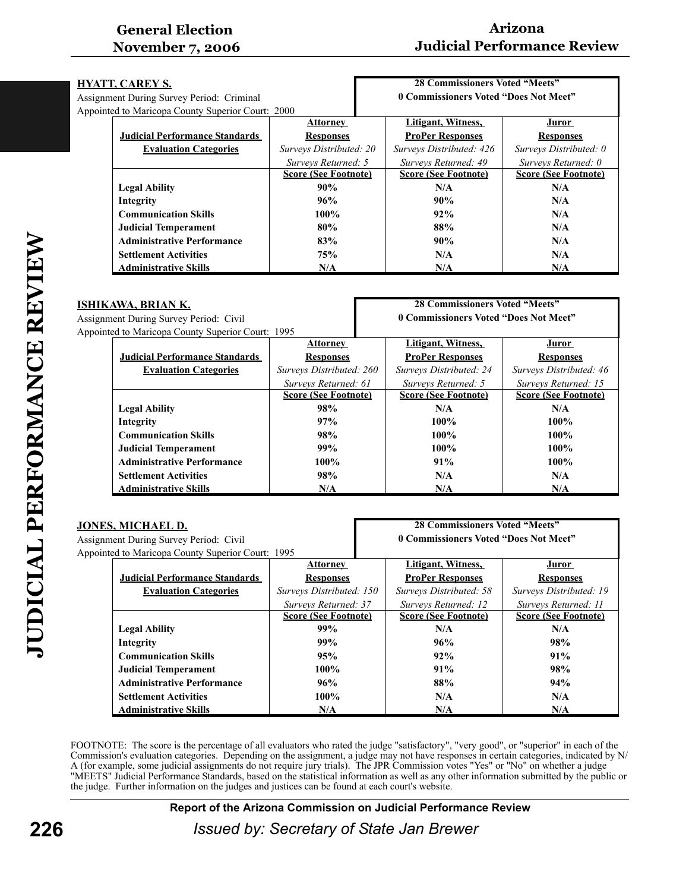**HYATT, CAREY S.**
Assignment During Survey Period: Criminal
Appointed to Maricopa County Superior Court: 2000

**28 Commissioners Voted "Meets"**
**0 Commissioners Voted "Does Not Meet"**

| Judicial Performance Standards Evaluation Categories | Attorney Responses *Surveys Distributed: 20* *Surveys Returned: 5* Score (See Footnote) | Litigant, Witness, ProPer Responses *Surveys Distributed: 426* *Surveys Returned: 49* Score (See Footnote) | Juror Responses *Surveys Distributed: 0* *Surveys Returned: 0* Score (See Footnote) |
|---|---|---|---|
| **Legal Ability** | **90%** | **N/A** | **N/A** |
| **Integrity** | **96%** | **90%** | **N/A** |
| **Communication Skills** | **100%** | **92%** | **N/A** |
| **Judicial Temperament** | **80%** | **88%** | **N/A** |
| **Administrative Performance** | **83%** | **90%** | **N/A** |
| **Settlement Activities** | **75%** | **N/A** | **N/A** |
| **Administrative Skills** | **N/A** | **N/A** | **N/A** |

**ISHIKAWA, BRIAN K.**
Assignment During Survey Period: Civil
Appointed to Maricopa County Superior Court: 1995

**28 Commissioners Voted "Meets"**
**0 Commissioners Voted "Does Not Meet"**

| Judicial Performance Standards Evaluation Categories | Attorney Responses *Surveys Distributed: 260* *Surveys Returned: 61* Score (See Footnote) | Litigant, Witness, ProPer Responses *Surveys Distributed: 24* *Surveys Returned: 5* Score (See Footnote) | Juror Responses *Surveys Distributed: 46* *Surveys Returned: 15* Score (See Footnote) |
|---|---|---|---|
| **Legal Ability** | **98%** | **N/A** | **N/A** |
| **Integrity** | **97%** | **100%** | **100%** |
| **Communication Skills** | **98%** | **100%** | **100%** |
| **Judicial Temperament** | **99%** | **100%** | **100%** |
| **Administrative Performance** | **100%** | **91%** | **100%** |
| **Settlement Activities** | **98%** | **N/A** | **N/A** |
| **Administrative Skills** | **N/A** | **N/A** | **N/A** |

**JONES, MICHAEL D.**
Assignment During Survey Period: Civil
Appointed to Maricopa County Superior Court: 1995

**28 Commissioners Voted "Meets"**
**0 Commissioners Voted "Does Not Meet"**

| Judicial Performance Standards Evaluation Categories | Attorney Responses *Surveys Distributed: 150* *Surveys Returned: 37* Score (See Footnote) | Litigant, Witness, ProPer Responses *Surveys Distributed: 58* *Surveys Returned: 12* Score (See Footnote) | Juror Responses *Surveys Distributed: 19* *Surveys Returned: 11* Score (See Footnote) |
|---|---|---|---|
| **Legal Ability** | **99%** | **N/A** | **N/A** |
| **Integrity** | **99%** | **96%** | **98%** |
| **Communication Skills** | **95%** | **92%** | **91%** |
| **Judicial Temperament** | **100%** | **91%** | **98%** |
| **Administrative Performance** | **96%** | **88%** | **94%** |
| **Settlement Activities** | **100%** | **N/A** | **N/A** |
| **Administrative Skills** | **N/A** | **N/A** | **N/A** |

FOOTNOTE: The score is the percentage of all evaluators who rated the judge "satisfactory", "very good", or "superior" in each of the Commission's evaluation categories. Depending on the assignment, a judge may not have responses in certain categories, indicated by N/A (for example, some judicial assignments do not require jury trials). The JPR Commission votes "Yes" or "No" on whether a judge "MEETS" Judicial Performance Standards, based on the statistical information as well as any other information submitted by the public or the judge. Further information on the judges and justices can be found at each court's website.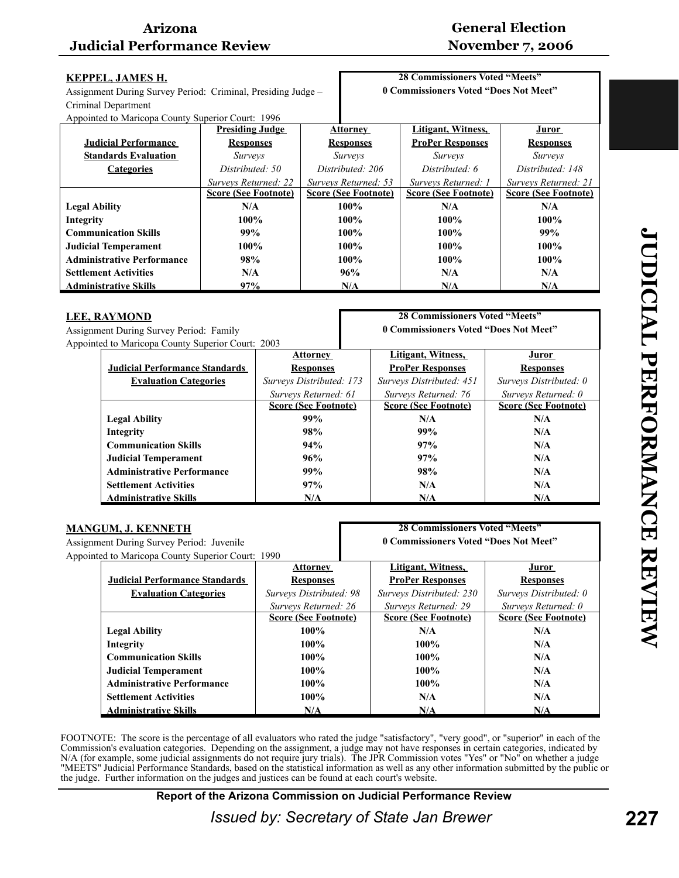## KEPPEL, JAMES H.

Assignment During Survey Period: Criminal, Presiding Judge – Criminal Department
Appointed to Maricopa County Superior Court: 1996

**28 Commissioners Voted "Meets"**
**0 Commissioners Voted "Does Not Meet"**

| Judicial Performance Standards Evaluation Categories | Presiding Judge Responses | Attorney Responses | Litigant, Witness, ProPer Responses | Juror Responses |
|---|---|---|---|---|
| | *Surveys Distributed: 50* | *Surveys Distributed: 206* | *Surveys Distributed: 6* | *Surveys Distributed: 148* |
| | *Surveys Returned: 22* | *Surveys Returned: 53* | *Surveys Returned: 1* | *Surveys Returned: 21* |
| | **Score (See Footnote)** | **Score (See Footnote)** | **Score (See Footnote)** | **Score (See Footnote)** |
| **Legal Ability** | **N/A** | **100%** | **N/A** | **N/A** |
| **Integrity** | **100%** | **100%** | **100%** | **100%** |
| **Communication Skills** | **99%** | **100%** | **100%** | **99%** |
| **Judicial Temperament** | **100%** | **100%** | **100%** | **100%** |
| **Administrative Performance** | **98%** | **100%** | **100%** | **100%** |
| **Settlement Activities** | **N/A** | **96%** | **N/A** | **N/A** |
| **Administrative Skills** | **97%** | **N/A** | **N/A** | **N/A** |

## LEE, RAYMOND

Assignment During Survey Period: Family
Appointed to Maricopa County Superior Court: 2003

**28 Commissioners Voted "Meets"**
**0 Commissioners Voted "Does Not Meet"**

| Judicial Performance Standards Evaluation Categories | Attorney Responses | Litigant, Witness, ProPer Responses | Juror Responses |
|---|---|---|---|
| | *Surveys Distributed: 173* | *Surveys Distributed: 451* | *Surveys Distributed: 0* |
| | *Surveys Returned: 61* | *Surveys Returned: 76* | *Surveys Returned: 0* |
| | **Score (See Footnote)** | **Score (See Footnote)** | **Score (See Footnote)** |
| **Legal Ability** | **99%** | **N/A** | **N/A** |
| **Integrity** | **98%** | **99%** | **N/A** |
| **Communication Skills** | **94%** | **97%** | **N/A** |
| **Judicial Temperament** | **96%** | **97%** | **N/A** |
| **Administrative Performance** | **99%** | **98%** | **N/A** |
| **Settlement Activities** | **97%** | **N/A** | **N/A** |
| **Administrative Skills** | **N/A** | **N/A** | **N/A** |

## MANGUM, J. KENNETH

Assignment During Survey Period: Juvenile
Appointed to Maricopa County Superior Court: 1990

**28 Commissioners Voted "Meets"**
**0 Commissioners Voted "Does Not Meet"**

| Judicial Performance Standards Evaluation Categories | Attorney Responses | Litigant, Witness, ProPer Responses | Juror Responses |
|---|---|---|---|
| | *Surveys Distributed: 98* | *Surveys Distributed: 230* | *Surveys Distributed: 0* |
| | *Surveys Returned: 26* | *Surveys Returned: 29* | *Surveys Returned: 0* |
| | **Score (See Footnote)** | **Score (See Footnote)** | **Score (See Footnote)** |
| **Legal Ability** | **100%** | **N/A** | **N/A** |
| **Integrity** | **100%** | **100%** | **N/A** |
| **Communication Skills** | **100%** | **100%** | **N/A** |
| **Judicial Temperament** | **100%** | **100%** | **N/A** |
| **Administrative Performance** | **100%** | **100%** | **N/A** |
| **Settlement Activities** | **100%** | **N/A** | **N/A** |
| **Administrative Skills** | **N/A** | **N/A** | **N/A** |

FOOTNOTE: The score is the percentage of all evaluators who rated the judge "satisfactory", "very good", or "superior" in each of the Commission's evaluation categories. Depending on the assignment, a judge may not have responses in certain categories, indicated by N/A (for example, some judicial assignments do not require jury trials). The JPR Commission votes "Yes" or "No" on whether a judge "MEETS" Judicial Performance Standards, based on the statistical information as well as any other information submitted by the public or the judge. Further information on the judges and justices can be found at each court's website.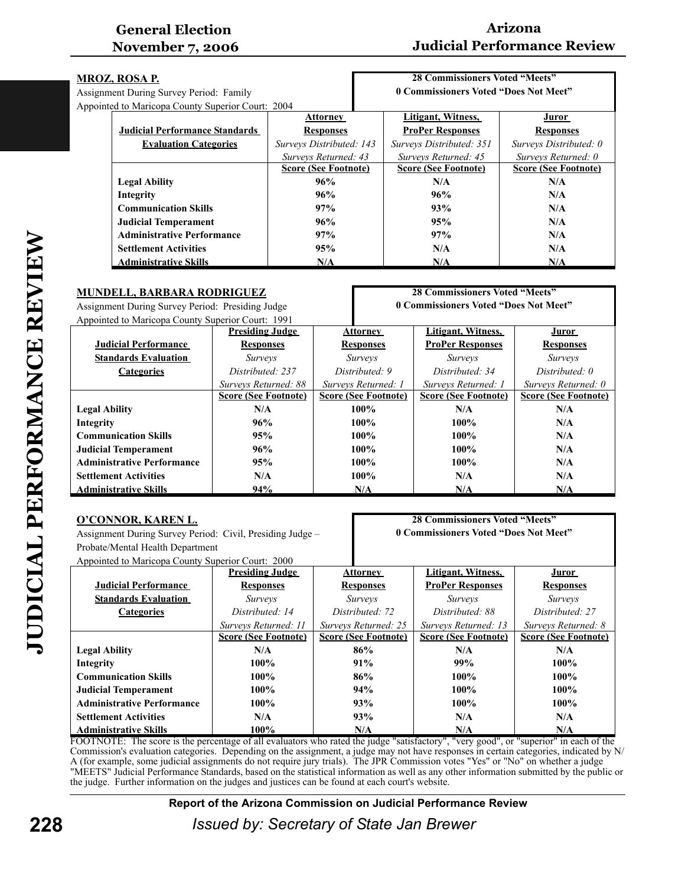## MROZ, ROSA P.

Assignment During Survey Period: Family
Appointed to Maricopa County Superior Court: 2004

**28 Commissioners Voted "Meets"**
**0 Commissioners Voted "Does Not Meet"**

| Judicial Performance Standards Evaluation Categories | Attorney Responses<br>*Surveys Distributed: 143*<br>*Surveys Returned: 43*<br>Score (See Footnote) | Litigant, Witness, ProPer Responses<br>*Surveys Distributed: 351*<br>*Surveys Returned: 45*<br>Score (See Footnote) | Juror Responses<br>*Surveys Distributed: 0*<br>*Surveys Returned: 0*<br>Score (See Footnote) |
|---|---|---|---|
| **Legal Ability** | 96% | N/A | N/A |
| **Integrity** | 96% | 96% | N/A |
| **Communication Skills** | 97% | 93% | N/A |
| **Judicial Temperament** | 96% | 95% | N/A |
| **Administrative Performance** | 97% | 97% | N/A |
| **Settlement Activities** | 95% | N/A | N/A |
| **Administrative Skills** | N/A | N/A | N/A |

## MUNDELL, BARBARA RODRIGUEZ

Assignment During Survey Period: Presiding Judge
Appointed to Maricopa County Superior Court: 1991

**28 Commissioners Voted "Meets"**
**0 Commissioners Voted "Does Not Meet"**

| Judicial Performance Standards Evaluation Categories | Presiding Judge Responses<br>*Surveys Distributed: 237*<br>*Surveys Returned: 88*<br>Score (See Footnote) | Attorney Responses<br>*Surveys Distributed: 9*<br>*Surveys Returned: 1*<br>Score (See Footnote) | Litigant, Witness, ProPer Responses<br>*Surveys Distributed: 34*<br>*Surveys Returned: 1*<br>Score (See Footnote) | Juror Responses<br>*Surveys Distributed: 0*<br>*Surveys Returned: 0*<br>Score (See Footnote) |
|---|---|---|---|---|
| **Legal Ability** | N/A | 100% | N/A | N/A |
| **Integrity** | 96% | 100% | 100% | N/A |
| **Communication Skills** | 95% | 100% | 100% | N/A |
| **Judicial Temperament** | 96% | 100% | 100% | N/A |
| **Administrative Performance** | 95% | 100% | 100% | N/A |
| **Settlement Activities** | N/A | 100% | N/A | N/A |
| **Administrative Skills** | 94% | N/A | N/A | N/A |

## O'CONNOR, KAREN L.

Assignment During Survey Period: Civil, Presiding Judge – Probate/Mental Health Department
Appointed to Maricopa County Superior Court: 2000

**28 Commissioners Voted "Meets"**
**0 Commissioners Voted "Does Not Meet"**

| Judicial Performance Standards Evaluation Categories | Presiding Judge Responses<br>*Surveys Distributed: 14*<br>*Surveys Returned: 11*<br>Score (See Footnote) | Attorney Responses<br>*Surveys Distributed: 72*<br>*Surveys Returned: 25*<br>Score (See Footnote) | Litigant, Witness, ProPer Responses<br>*Surveys Distributed: 88*<br>*Surveys Returned: 13*<br>Score (See Footnote) | Juror Responses<br>*Surveys Distributed: 27*<br>*Surveys Returned: 8*<br>Score (See Footnote) |
|---|---|---|---|---|
| **Legal Ability** | N/A | 86% | N/A | N/A |
| **Integrity** | 100% | 91% | 99% | 100% |
| **Communication Skills** | 100% | 86% | 100% | 100% |
| **Judicial Temperament** | 100% | 94% | 100% | 100% |
| **Administrative Performance** | 100% | 93% | 100% | 100% |
| **Settlement Activities** | N/A | 93% | N/A | N/A |
| **Administrative Skills** | 100% | N/A | N/A | N/A |

FOOTNOTE: The score is the percentage of all evaluators who rated the judge "satisfactory", "very good", or "superior" in each of the Commission's evaluation categories. Depending on the assignment, a judge may not have responses in certain categories, indicated by N/A (for example, some judicial assignments do not require jury trials). The JPR Commission votes "Yes" or "No" on whether a judge "MEETS" Judicial Performance Standards, based on the statistical information as well as any other information submitted by the public or the judge. Further information on the judges and justices can be found at each court's website.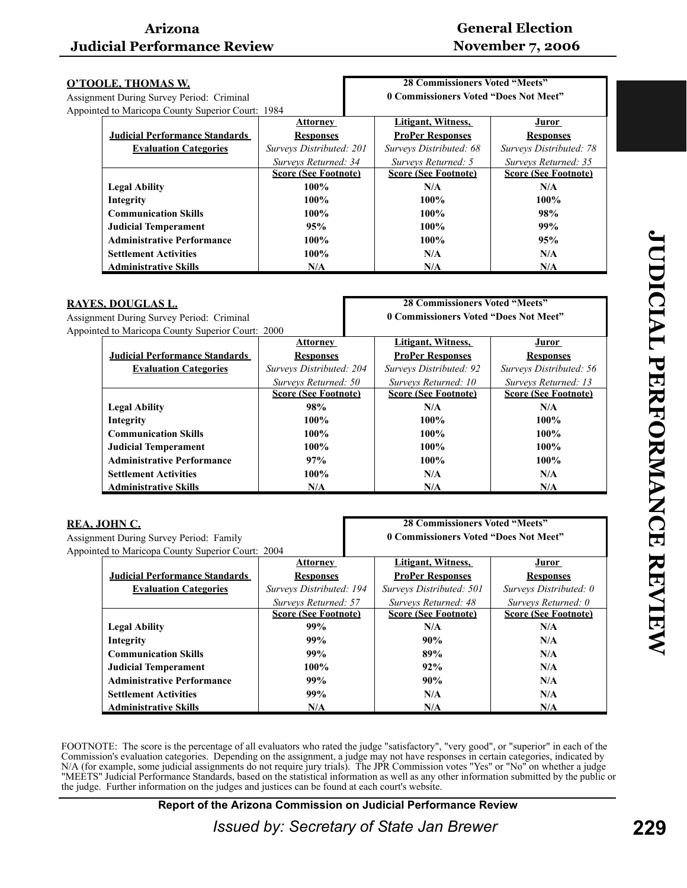## O'TOOLE, THOMAS W.

Assignment During Survey Period: Criminal
Appointed to Maricopa County Superior Court: 1984

**28 Commissioners Voted "Meets"**
**0 Commissioners Voted "Does Not Meet"**

| Judicial Performance Standards Evaluation Categories | Attorney Responses *Surveys Distributed: 201* *Surveys Returned: 34* Score (See Footnote) | Litigant, Witness, ProPer Responses *Surveys Distributed: 68* *Surveys Returned: 5* Score (See Footnote) | Juror Responses *Surveys Distributed: 78* *Surveys Returned: 35* Score (See Footnote) |
|---|---|---|---|
| **Legal Ability** | **100%** | **N/A** | **N/A** |
| **Integrity** | **100%** | **100%** | **100%** |
| **Communication Skills** | **100%** | **100%** | **98%** |
| **Judicial Temperament** | **95%** | **100%** | **99%** |
| **Administrative Performance** | **100%** | **100%** | **95%** |
| **Settlement Activities** | **100%** | **N/A** | **N/A** |
| **Administrative Skills** | **N/A** | **N/A** | **N/A** |

## RAYES, DOUGLAS L.

Assignment During Survey Period: Criminal
Appointed to Maricopa County Superior Court: 2000

**28 Commissioners Voted "Meets"**
**0 Commissioners Voted "Does Not Meet"**

| Judicial Performance Standards Evaluation Categories | Attorney Responses *Surveys Distributed: 204* *Surveys Returned: 50* Score (See Footnote) | Litigant, Witness, ProPer Responses *Surveys Distributed: 92* *Surveys Returned: 10* Score (See Footnote) | Juror Responses *Surveys Distributed: 56* *Surveys Returned: 13* Score (See Footnote) |
|---|---|---|---|
| **Legal Ability** | **98%** | **N/A** | **N/A** |
| **Integrity** | **100%** | **100%** | **100%** |
| **Communication Skills** | **100%** | **100%** | **100%** |
| **Judicial Temperament** | **100%** | **100%** | **100%** |
| **Administrative Performance** | **97%** | **100%** | **100%** |
| **Settlement Activities** | **100%** | **N/A** | **N/A** |
| **Administrative Skills** | **N/A** | **N/A** | **N/A** |

## REA, JOHN C.

Assignment During Survey Period: Family
Appointed to Maricopa County Superior Court: 2004

**28 Commissioners Voted "Meets"**
**0 Commissioners Voted "Does Not Meet"**

| Judicial Performance Standards Evaluation Categories | Attorney Responses *Surveys Distributed: 194* *Surveys Returned: 57* Score (See Footnote) | Litigant, Witness, ProPer Responses *Surveys Distributed: 501* *Surveys Returned: 48* Score (See Footnote) | Juror Responses *Surveys Distributed: 0* *Surveys Returned: 0* Score (See Footnote) |
|---|---|---|---|
| **Legal Ability** | **99%** | **N/A** | **N/A** |
| **Integrity** | **99%** | **90%** | **N/A** |
| **Communication Skills** | **99%** | **89%** | **N/A** |
| **Judicial Temperament** | **100%** | **92%** | **N/A** |
| **Administrative Performance** | **99%** | **90%** | **N/A** |
| **Settlement Activities** | **99%** | **N/A** | **N/A** |
| **Administrative Skills** | **N/A** | **N/A** | **N/A** |

FOOTNOTE: The score is the percentage of all evaluators who rated the judge "satisfactory", "very good", or "superior" in each of the Commission's evaluation categories. Depending on the assignment, a judge may not have responses in certain categories, indicated by N/A (for example, some judicial assignments do not require jury trials). The JPR Commission votes "Yes" or "No" on whether a judge "MEETS" Judicial Performance Standards, based on the statistical information as well as any other information submitted by the public or the judge. Further information on the judges and justices can be found at each court's website.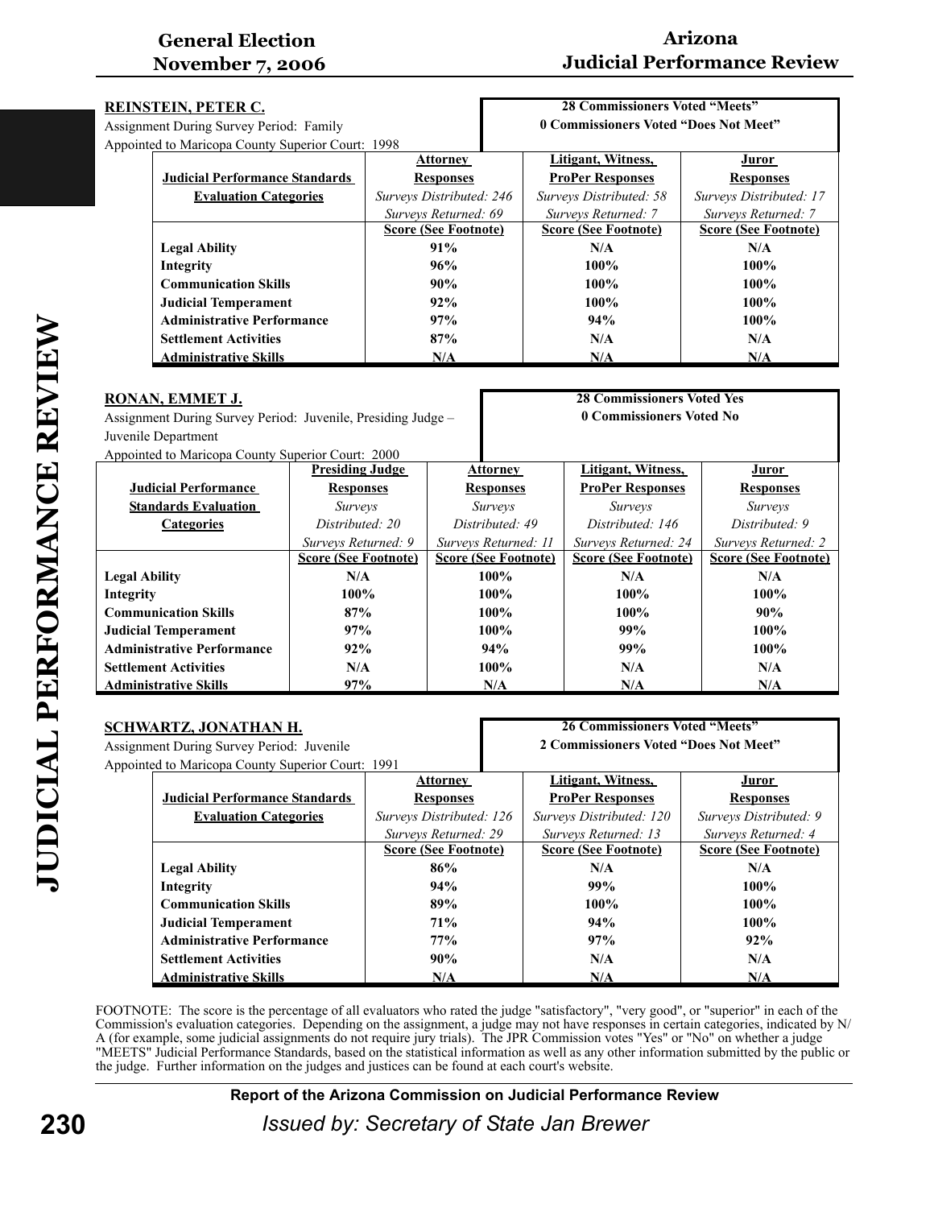**REINSTEIN, PETER C.**
Assignment During Survey Period: Family
Appointed to Maricopa County Superior Court: 1998

**28 Commissioners Voted "Meets"**
**0 Commissioners Voted "Does Not Meet"**

| Judicial Performance Standards Evaluation Categories | Attorney Responses *Surveys Distributed: 246* *Surveys Returned: 69* Score (See Footnote) | Litigant, Witness, ProPer Responses *Surveys Distributed: 58* *Surveys Returned: 7* Score (See Footnote) | Juror Responses *Surveys Distributed: 17* *Surveys Returned: 7* Score (See Footnote) |
|---|---|---|---|
| **Legal Ability** | 91% | N/A | N/A |
| **Integrity** | 96% | 100% | 100% |
| **Communication Skills** | 90% | 100% | 100% |
| **Judicial Temperament** | 92% | 100% | 100% |
| **Administrative Performance** | 97% | 94% | 100% |
| **Settlement Activities** | 87% | N/A | N/A |
| **Administrative Skills** | N/A | N/A | N/A |

**RONAN, EMMET J.**
Assignment During Survey Period: Juvenile, Presiding Judge – Juvenile Department
Appointed to Maricopa County Superior Court: 2000

**28 Commissioners Voted Yes**
**0 Commissioners Voted No**

| Judicial Performance Standards Evaluation Categories | Presiding Judge Responses *Surveys Distributed: 20* *Surveys Returned: 9* Score (See Footnote) | Attorney Responses *Surveys Distributed: 49* *Surveys Returned: 11* Score (See Footnote) | Litigant, Witness, ProPer Responses *Surveys Distributed: 146* *Surveys Returned: 24* Score (See Footnote) | Juror Responses *Surveys Distributed: 9* *Surveys Returned: 2* Score (See Footnote) |
|---|---|---|---|---|
| **Legal Ability** | N/A | 100% | N/A | N/A |
| **Integrity** | 100% | 100% | 100% | 100% |
| **Communication Skills** | 87% | 100% | 100% | 90% |
| **Judicial Temperament** | 97% | 100% | 99% | 100% |
| **Administrative Performance** | 92% | 94% | 99% | 100% |
| **Settlement Activities** | N/A | 100% | N/A | N/A |
| **Administrative Skills** | 97% | N/A | N/A | N/A |

**SCHWARTZ, JONATHAN H.**
Assignment During Survey Period: Juvenile
Appointed to Maricopa County Superior Court: 1991

**26 Commissioners Voted "Meets"**
**2 Commissioners Voted "Does Not Meet"**

| Judicial Performance Standards Evaluation Categories | Attorney Responses *Surveys Distributed: 126* *Surveys Returned: 29* Score (See Footnote) | Litigant, Witness, ProPer Responses *Surveys Distributed: 120* *Surveys Returned: 13* Score (See Footnote) | Juror Responses *Surveys Distributed: 9* *Surveys Returned: 4* Score (See Footnote) |
|---|---|---|---|
| **Legal Ability** | 86% | N/A | N/A |
| **Integrity** | 94% | 99% | 100% |
| **Communication Skills** | 89% | 100% | 100% |
| **Judicial Temperament** | 71% | 94% | 100% |
| **Administrative Performance** | 77% | 97% | 92% |
| **Settlement Activities** | 90% | N/A | N/A |
| **Administrative Skills** | N/A | N/A | N/A |

FOOTNOTE: The score is the percentage of all evaluators who rated the judge "satisfactory", "very good", or "superior" in each of the Commission's evaluation categories. Depending on the assignment, a judge may not have responses in certain categories, indicated by N/A (for example, some judicial assignments do not require jury trials). The JPR Commission votes "Yes" or "No" on whether a judge "MEETS" Judicial Performance Standards, based on the statistical information as well as any other information submitted by the public or the judge. Further information on the judges and justices can be found at each court's website.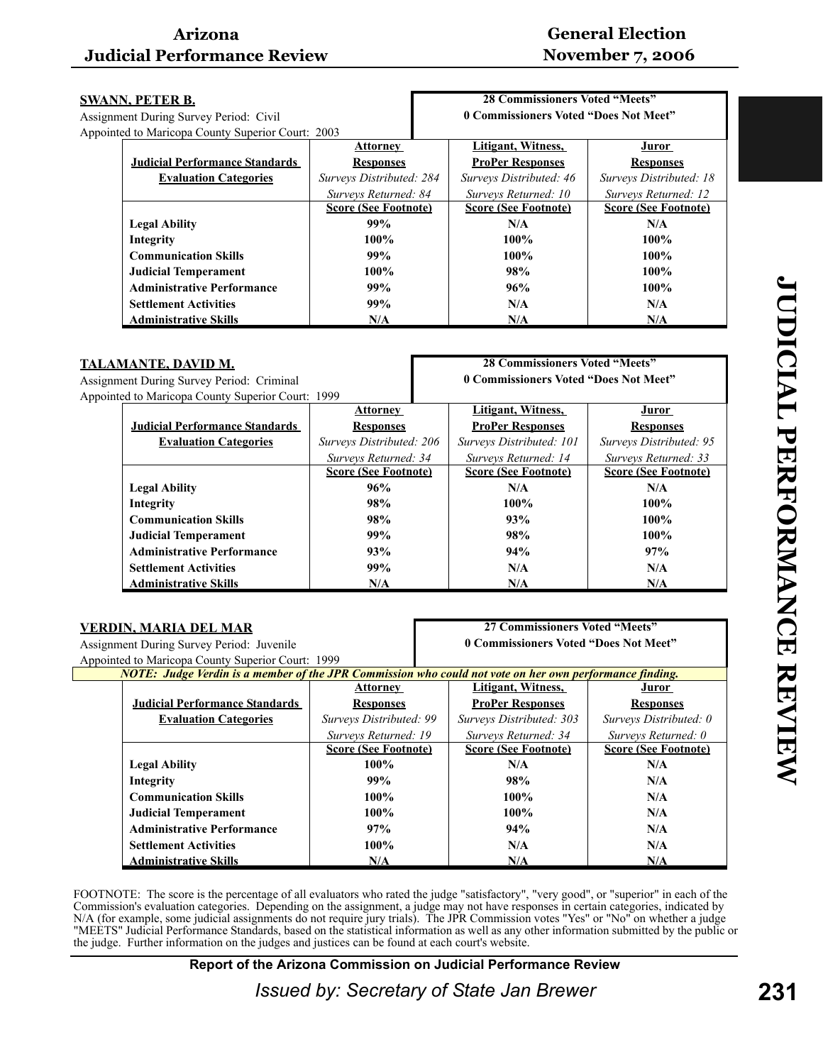**SWANN, PETER B.**

Assignment During Survey Period: Civil
Appointed to Maricopa County Superior Court: 2003

**28 Commissioners Voted "Meets"**
**0 Commissioners Voted "Does Not Meet"**

| Judicial Performance Standards Evaluation Categories | Attorney Responses | Litigant, Witness, ProPer Responses | Juror Responses |
|---|---|---|---|
| | *Surveys Distributed: 284* | *Surveys Distributed: 46* | *Surveys Distributed: 18* |
| | *Surveys Returned: 84* | *Surveys Returned: 10* | *Surveys Returned: 12* |
| | **Score (See Footnote)** | **Score (See Footnote)** | **Score (See Footnote)** |
| **Legal Ability** | **99%** | **N/A** | **N/A** |
| **Integrity** | **100%** | **100%** | **100%** |
| **Communication Skills** | **99%** | **100%** | **100%** |
| **Judicial Temperament** | **100%** | **98%** | **100%** |
| **Administrative Performance** | **99%** | **96%** | **100%** |
| **Settlement Activities** | **99%** | **N/A** | **N/A** |
| **Administrative Skills** | **N/A** | **N/A** | **N/A** |

**TALAMANTE, DAVID M.**

Assignment During Survey Period: Criminal
Appointed to Maricopa County Superior Court: 1999

**28 Commissioners Voted "Meets"**
**0 Commissioners Voted "Does Not Meet"**

| Judicial Performance Standards Evaluation Categories | Attorney Responses | Litigant, Witness, ProPer Responses | Juror Responses |
|---|---|---|---|
| | *Surveys Distributed: 206* | *Surveys Distributed: 101* | *Surveys Distributed: 95* |
| | *Surveys Returned: 34* | *Surveys Returned: 14* | *Surveys Returned: 33* |
| | **Score (See Footnote)** | **Score (See Footnote)** | **Score (See Footnote)** |
| **Legal Ability** | **96%** | **N/A** | **N/A** |
| **Integrity** | **98%** | **100%** | **100%** |
| **Communication Skills** | **98%** | **93%** | **100%** |
| **Judicial Temperament** | **99%** | **98%** | **100%** |
| **Administrative Performance** | **93%** | **94%** | **97%** |
| **Settlement Activities** | **99%** | **N/A** | **N/A** |
| **Administrative Skills** | **N/A** | **N/A** | **N/A** |

**VERDIN, MARIA DEL MAR**

Assignment During Survey Period: Juvenile
Appointed to Maricopa County Superior Court: 1999

**27 Commissioners Voted "Meets"**
**0 Commissioners Voted "Does Not Meet"**

***NOTE: Judge Verdin is a member of the JPR Commission who could not vote on her own performance finding.***

| Judicial Performance Standards Evaluation Categories | Attorney Responses | Litigant, Witness, ProPer Responses | Juror Responses |
|---|---|---|---|
| | *Surveys Distributed: 99* | *Surveys Distributed: 303* | *Surveys Distributed: 0* |
| | *Surveys Returned: 19* | *Surveys Returned: 34* | *Surveys Returned: 0* |
| | **Score (See Footnote)** | **Score (See Footnote)** | **Score (See Footnote)** |
| **Legal Ability** | **100%** | **N/A** | **N/A** |
| **Integrity** | **99%** | **98%** | **N/A** |
| **Communication Skills** | **100%** | **100%** | **N/A** |
| **Judicial Temperament** | **100%** | **100%** | **N/A** |
| **Administrative Performance** | **97%** | **94%** | **N/A** |
| **Settlement Activities** | **100%** | **N/A** | **N/A** |
| **Administrative Skills** | **N/A** | **N/A** | **N/A** |

FOOTNOTE: The score is the percentage of all evaluators who rated the judge "satisfactory", "very good", or "superior" in each of the Commission's evaluation categories. Depending on the assignment, a judge may not have responses in certain categories, indicated by N/A (for example, some judicial assignments do not require jury trials). The JPR Commission votes "Yes" or "No" on whether a judge "MEETS" Judicial Performance Standards, based on the statistical information as well as any other information submitted by the public or the judge. Further information on the judges and justices can be found at each court's website.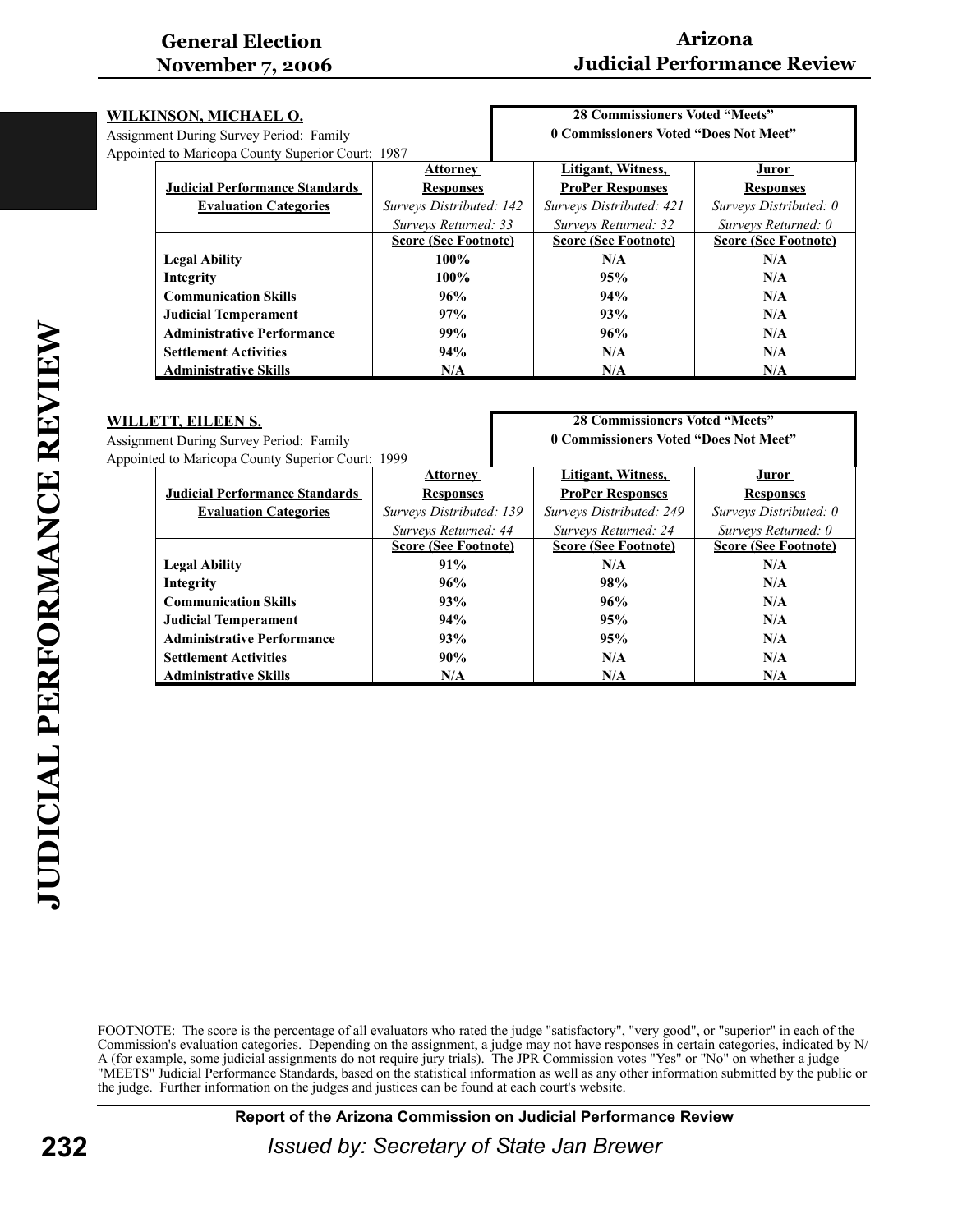**WILKINSON, MICHAEL O.**
Assignment During Survey Period: Family
Appointed to Maricopa County Superior Court: 1987

**28 Commissioners Voted "Meets"**
**0 Commissioners Voted "Does Not Meet"**

| Judicial Performance Standards Evaluation Categories | Attorney Responses | Litigant, Witness, ProPer Responses | Juror Responses |
|---|---|---|---|
| | *Surveys Distributed: 142* | *Surveys Distributed: 421* | *Surveys Distributed: 0* |
| | *Surveys Returned: 33* | *Surveys Returned: 32* | *Surveys Returned: 0* |
| | **Score (See Footnote)** | **Score (See Footnote)** | **Score (See Footnote)** |
| **Legal Ability** | **100%** | **N/A** | **N/A** |
| **Integrity** | **100%** | **95%** | **N/A** |
| **Communication Skills** | **96%** | **94%** | **N/A** |
| **Judicial Temperament** | **97%** | **93%** | **N/A** |
| **Administrative Performance** | **99%** | **96%** | **N/A** |
| **Settlement Activities** | **94%** | **N/A** | **N/A** |
| **Administrative Skills** | **N/A** | **N/A** | **N/A** |

**WILLETT, EILEEN S.**
Assignment During Survey Period: Family
Appointed to Maricopa County Superior Court: 1999

**28 Commissioners Voted "Meets"**
**0 Commissioners Voted "Does Not Meet"**

| Judicial Performance Standards Evaluation Categories | Attorney Responses | Litigant, Witness, ProPer Responses | Juror Responses |
|---|---|---|---|
| | *Surveys Distributed: 139* | *Surveys Distributed: 249* | *Surveys Distributed: 0* |
| | *Surveys Returned: 44* | *Surveys Returned: 24* | *Surveys Returned: 0* |
| | **Score (See Footnote)** | **Score (See Footnote)** | **Score (See Footnote)** |
| **Legal Ability** | **91%** | **N/A** | **N/A** |
| **Integrity** | **96%** | **98%** | **N/A** |
| **Communication Skills** | **93%** | **96%** | **N/A** |
| **Judicial Temperament** | **94%** | **95%** | **N/A** |
| **Administrative Performance** | **93%** | **95%** | **N/A** |
| **Settlement Activities** | **90%** | **N/A** | **N/A** |
| **Administrative Skills** | **N/A** | **N/A** | **N/A** |

FOOTNOTE: The score is the percentage of all evaluators who rated the judge "satisfactory", "very good", or "superior" in each of the Commission's evaluation categories. Depending on the assignment, a judge may not have responses in certain categories, indicated by N/A (for example, some judicial assignments do not require jury trials). The JPR Commission votes "Yes" or "No" on whether a judge "MEETS" Judicial Performance Standards, based on the statistical information as well as any other information submitted by the public or the judge. Further information on the judges and justices can be found at each court's website.